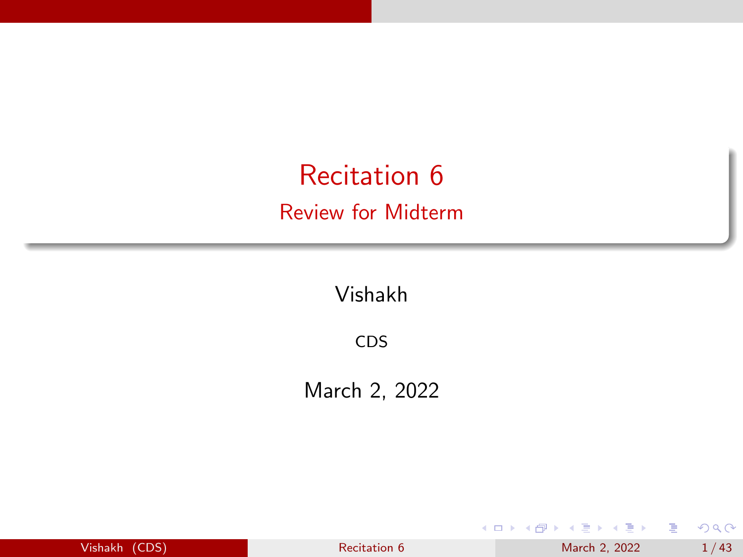# Recitation 6

## Review for Midterm

Vishakh

CDS

March 2, 2022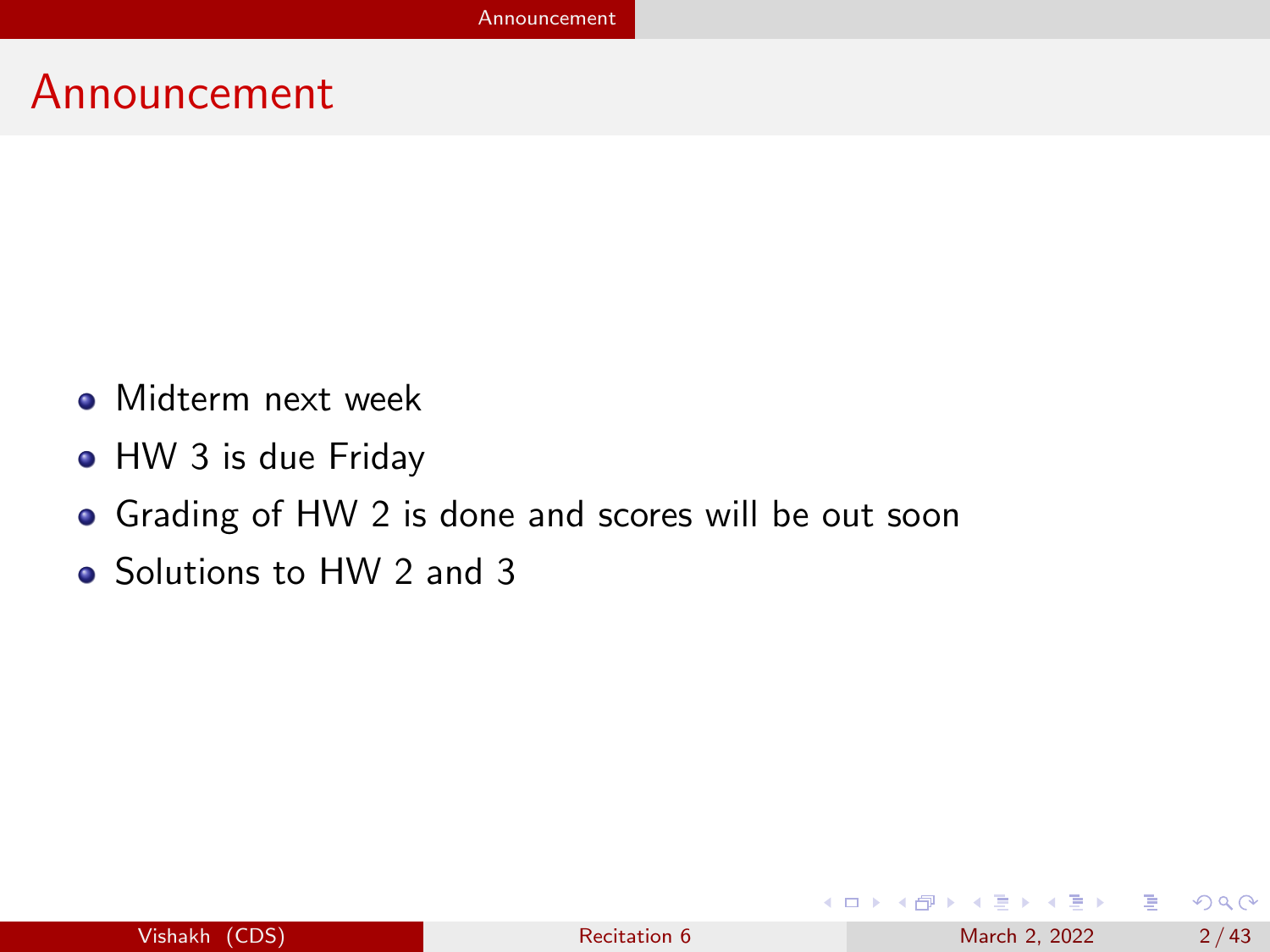# Announcement

- Midterm next week
- HW 3 is due Friday
- Grading of HW 2 is done and scores will be out soon
- Solutions to HW 2 and 3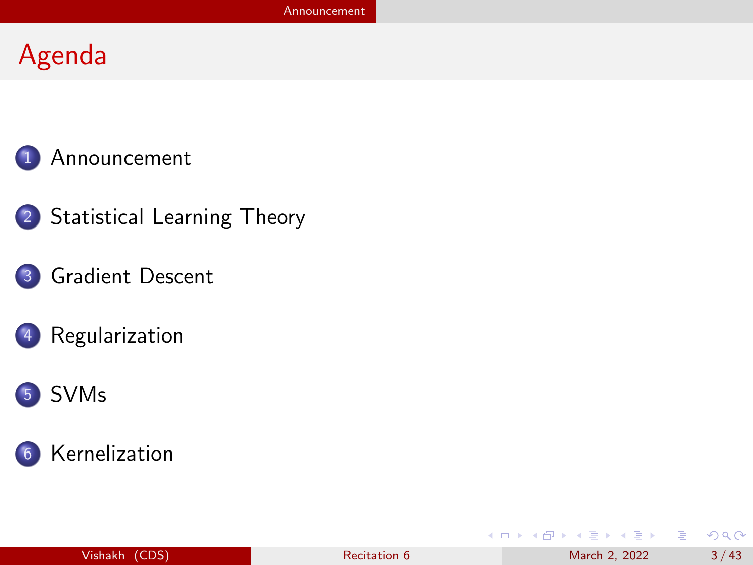# Agenda

1. Announcement
2. Statistical Learning Theory
3. Gradient Descent
4. Regularization
5. SVMs
6. Kernelization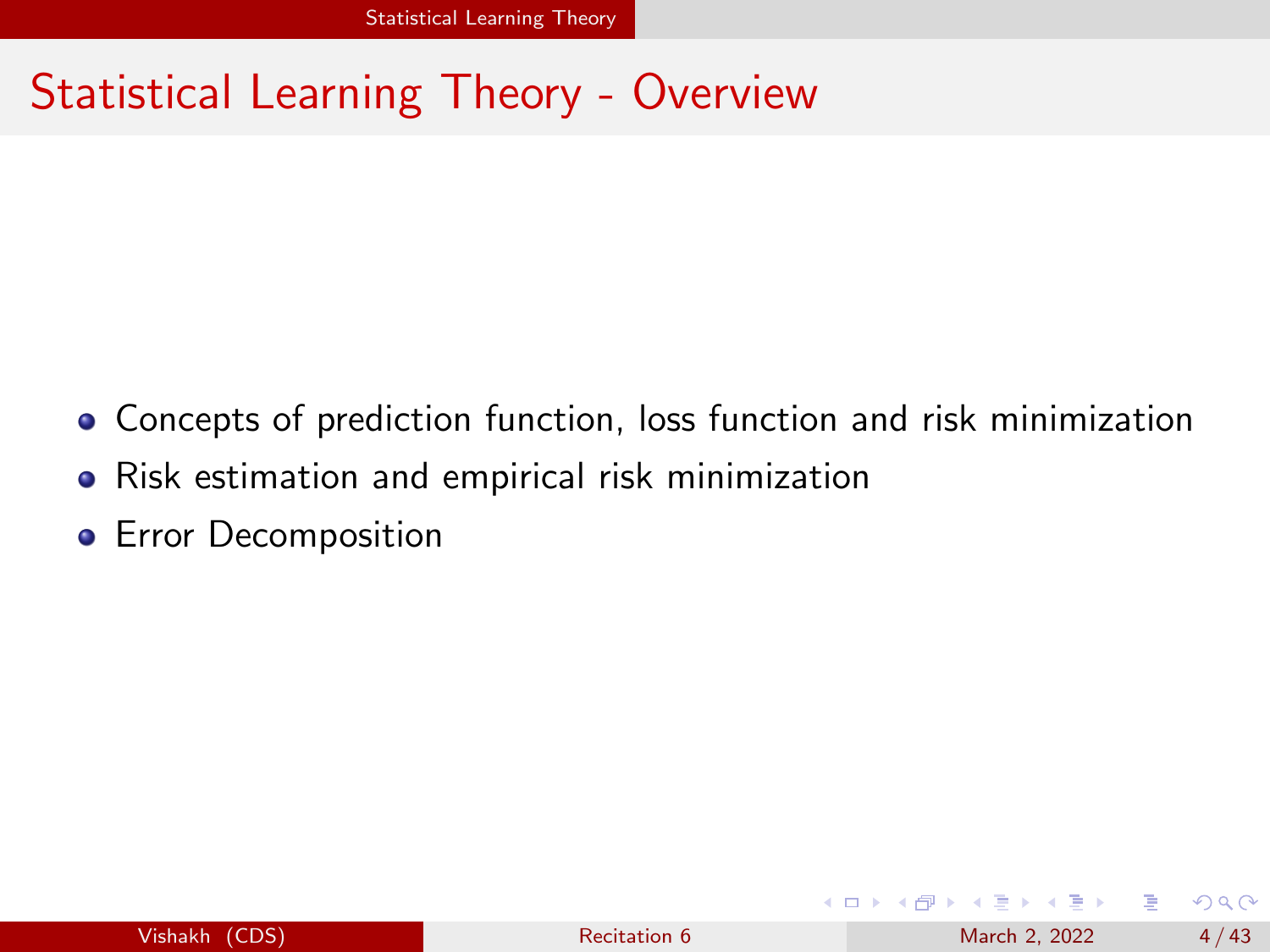# Statistical Learning Theory - Overview

- Concepts of prediction function, loss function and risk minimization
- Risk estimation and empirical risk minimization
- Error Decomposition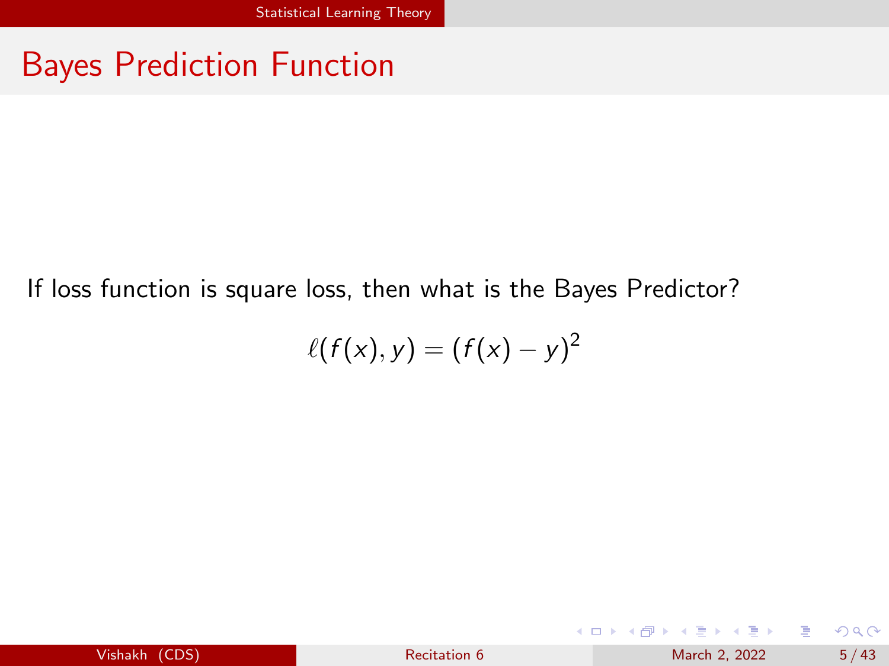# Bayes Prediction Function

If loss function is square loss, then what is the Bayes Predictor?

$$\ell(f(x), y) = (f(x) - y)^2$$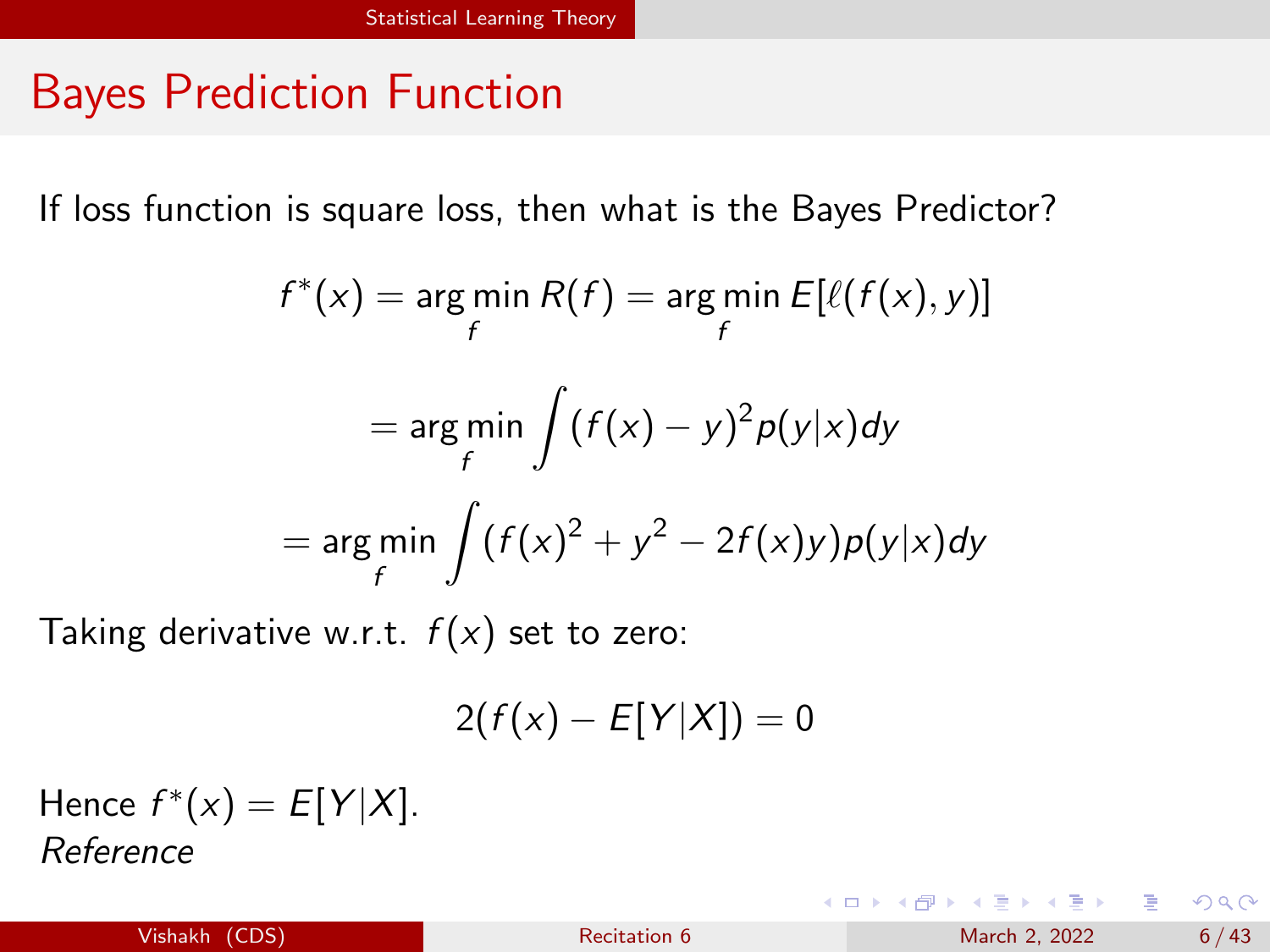# Bayes Prediction Function

If loss function is square loss, then what is the Bayes Predictor?

$$f^*(x) = \arg\min_f R(f) = \arg\min_f E[\ell(f(x), y)]$$

$$= \arg\min_f \int (f(x) - y)^2 p(y|x)dy$$

$$= \arg\min_f \int (f(x)^2 + y^2 - 2f(x)y)p(y|x)dy$$

Taking derivative w.r.t. $f(x)$ set to zero:

$$2(f(x) - E[Y|X]) = 0$$

Hence $f^*(x) = E[Y|X]$.
*Reference*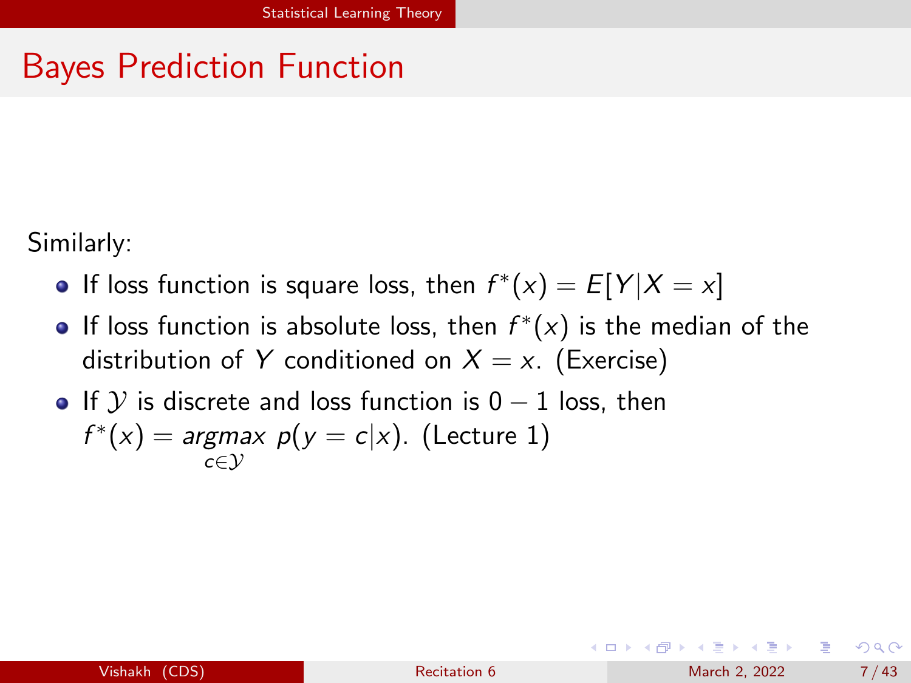# Bayes Prediction Function

Similarly:

- If loss function is square loss, then $f^*(x) = E[Y|X = x]$
- If loss function is absolute loss, then $f^*(x)$ is the median of the distribution of $Y$ conditioned on $X = x$. (Exercise)
- If $\mathcal{Y}$ is discrete and loss function is $0 - 1$ loss, then $f^*(x) = \underset{c \in \mathcal{Y}}{argmax}\ p(y = c|x)$. (Lecture 1)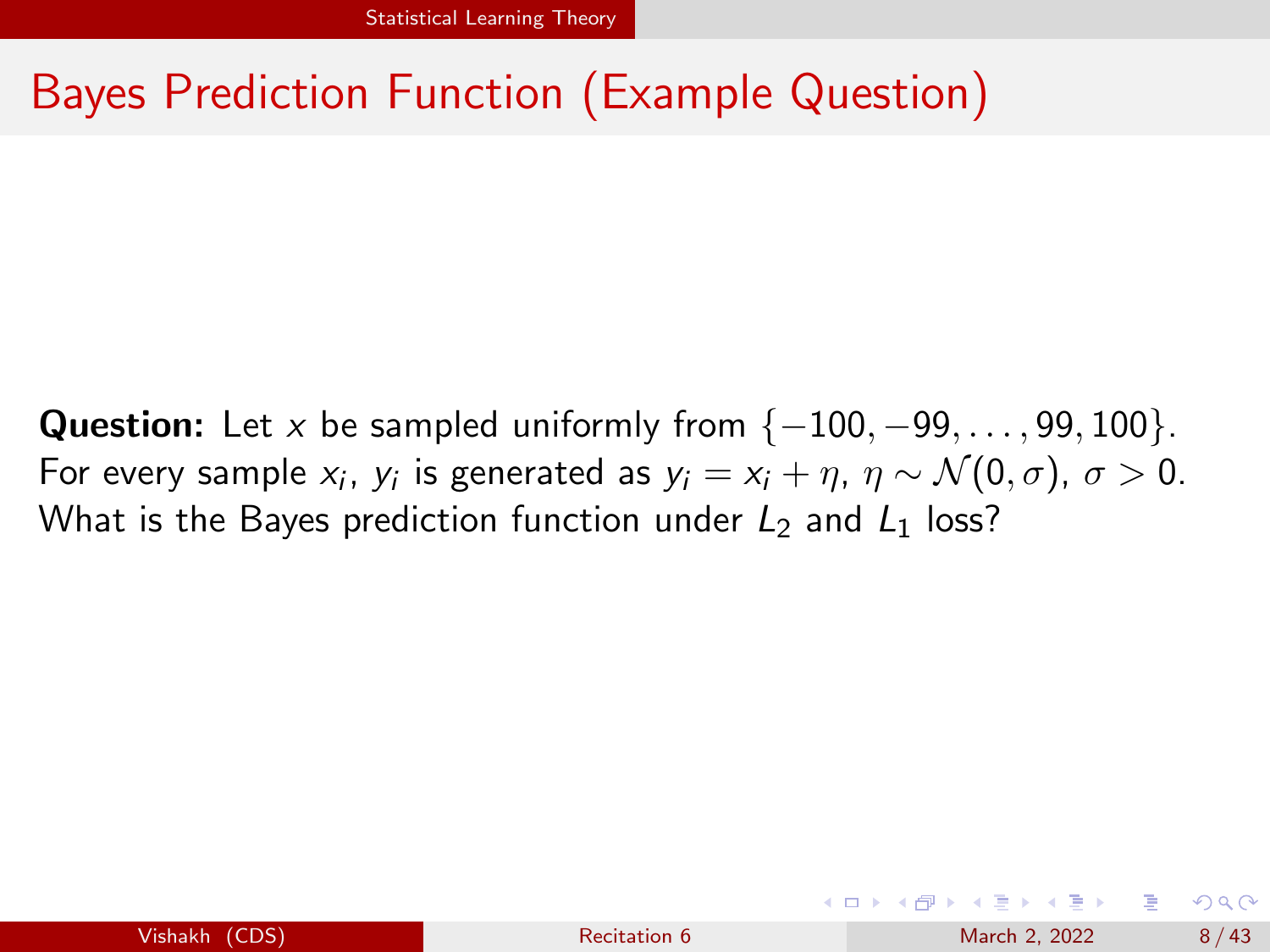# Bayes Prediction Function (Example Question)

**Question:** Let $x$ be sampled uniformly from $\{-100, -99, \ldots, 99, 100\}$. For every sample $x_i$, $y_i$ is generated as $y_i = x_i + \eta$, $\eta \sim \mathcal{N}(0, \sigma)$, $\sigma > 0$. What is the Bayes prediction function under $L_2$ and $L_1$ loss?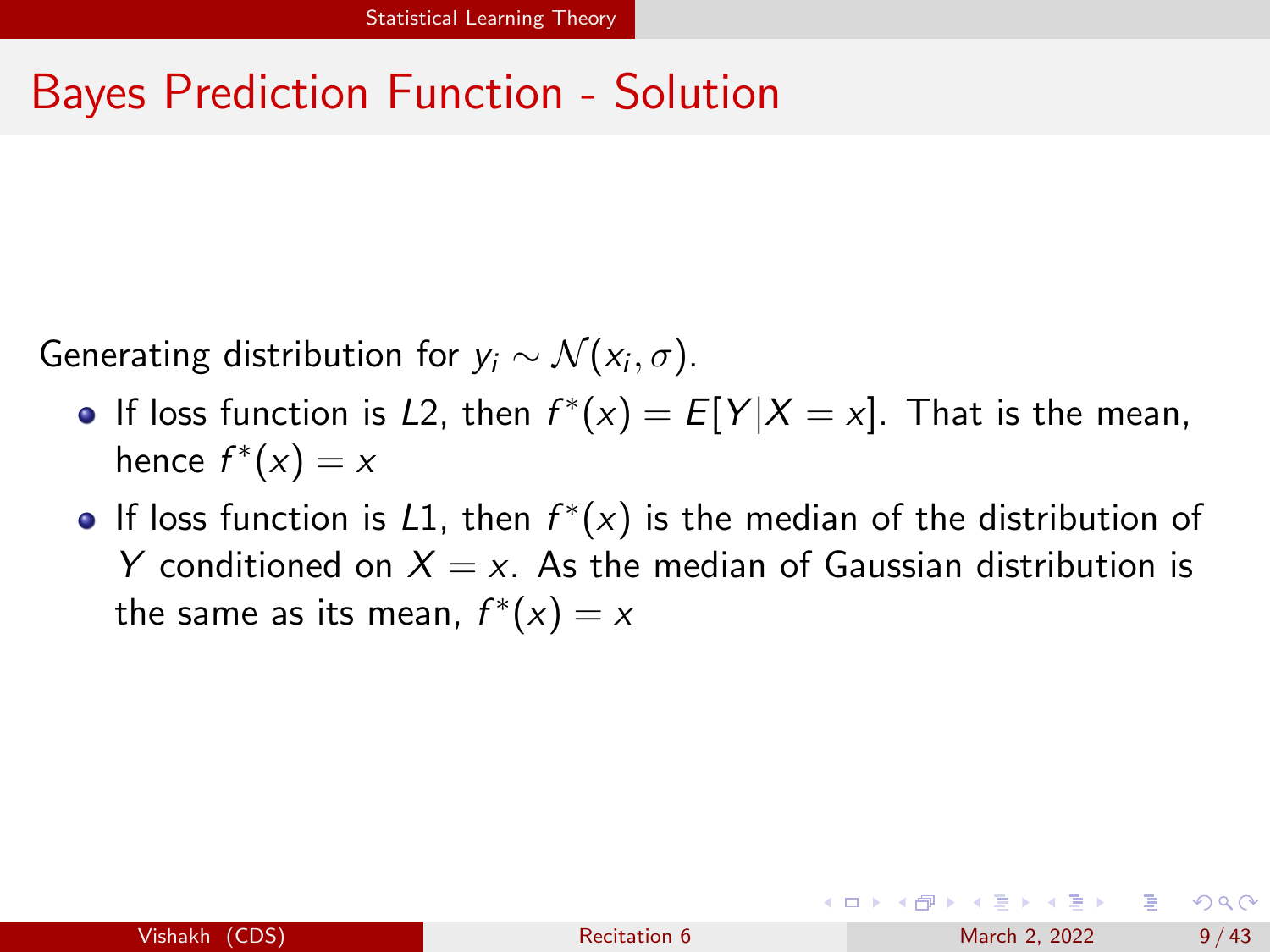# Bayes Prediction Function - Solution

Generating distribution for $y_i \sim \mathcal{N}(x_i, \sigma)$.

- If loss function is $L2$, then $f^*(x) = E[Y|X = x]$. That is the mean, hence $f^*(x) = x$
- If loss function is $L1$, then $f^*(x)$ is the median of the distribution of $Y$ conditioned on $X = x$. As the median of Gaussian distribution is the same as its mean, $f^*(x) = x$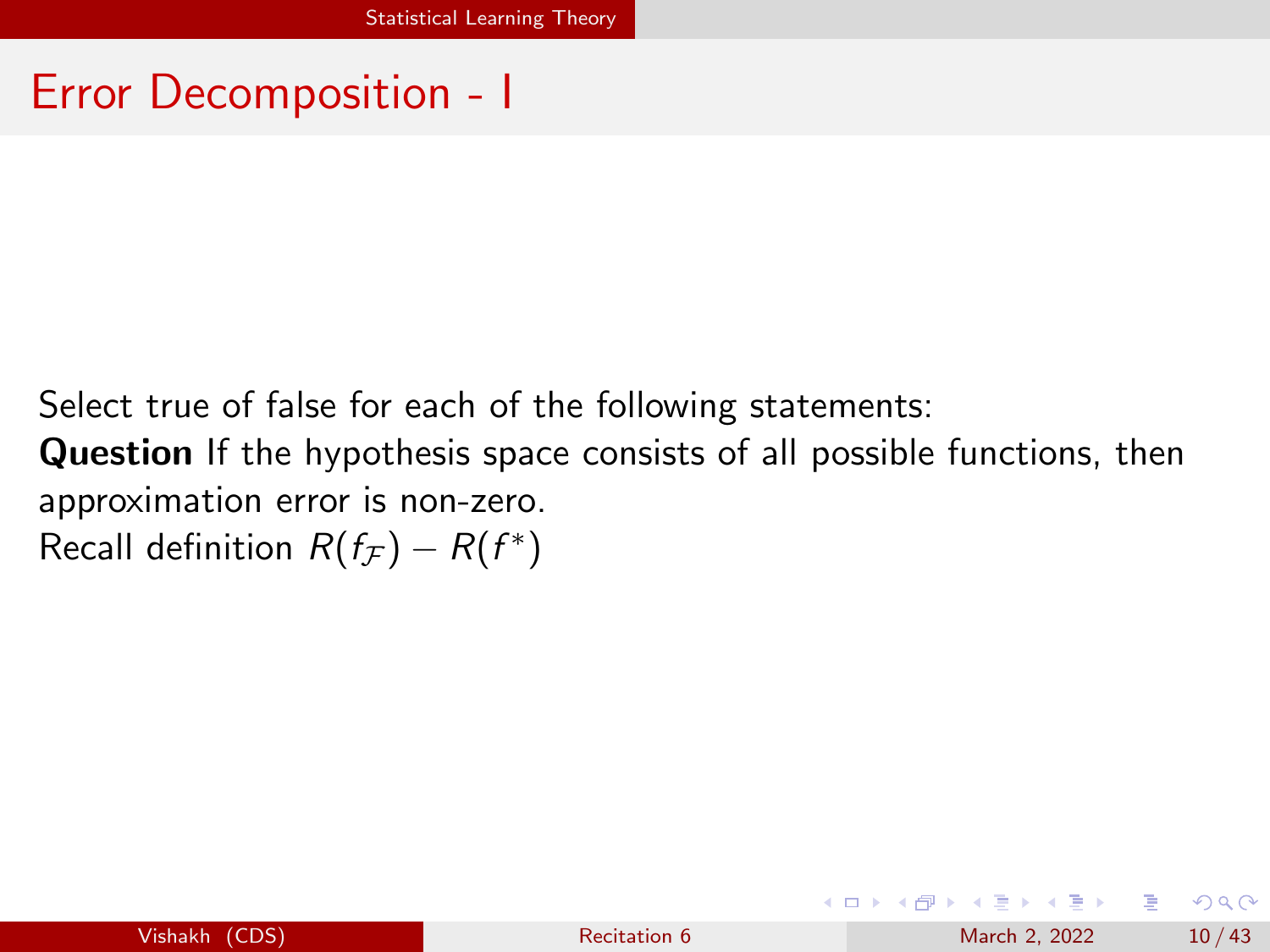# Error Decomposition - I

Select true of false for each of the following statements:

**Question** If the hypothesis space consists of all possible functions, then approximation error is non-zero.

Recall definition $R(f_{\mathcal{F}}) - R(f^*)$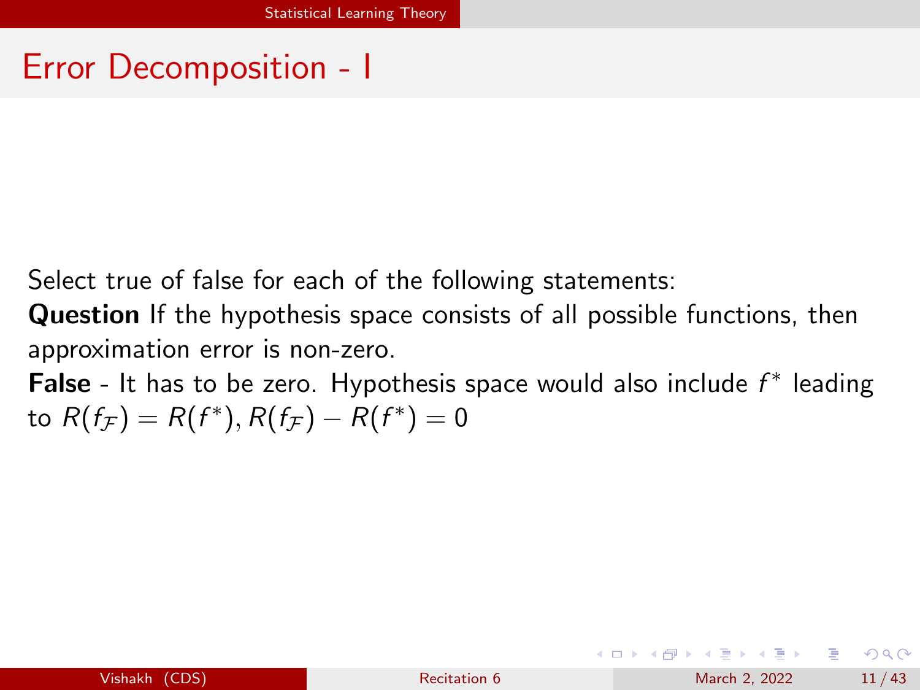# Error Decomposition - I

Select true of false for each of the following statements:

**Question** If the hypothesis space consists of all possible functions, then approximation error is non-zero.

**False** - It has to be zero. Hypothesis space would also include $f^*$ leading to $R(f_{\mathcal{F}}) = R(f^*), R(f_{\mathcal{F}}) - R(f^*) = 0$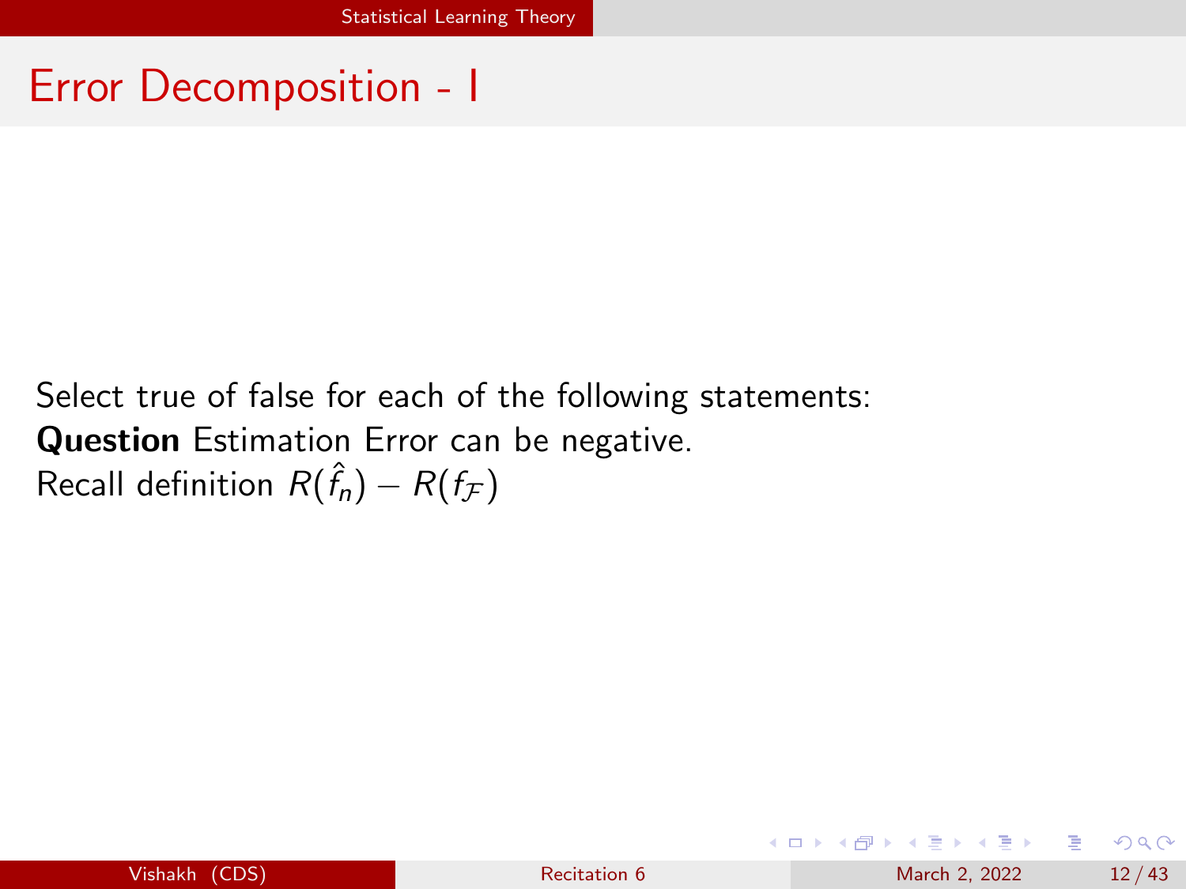# Error Decomposition - I

Select true of false for each of the following statements:

**Question** Estimation Error can be negative.

Recall definition $R(\hat{f}_n) - R(f_{\mathcal{F}})$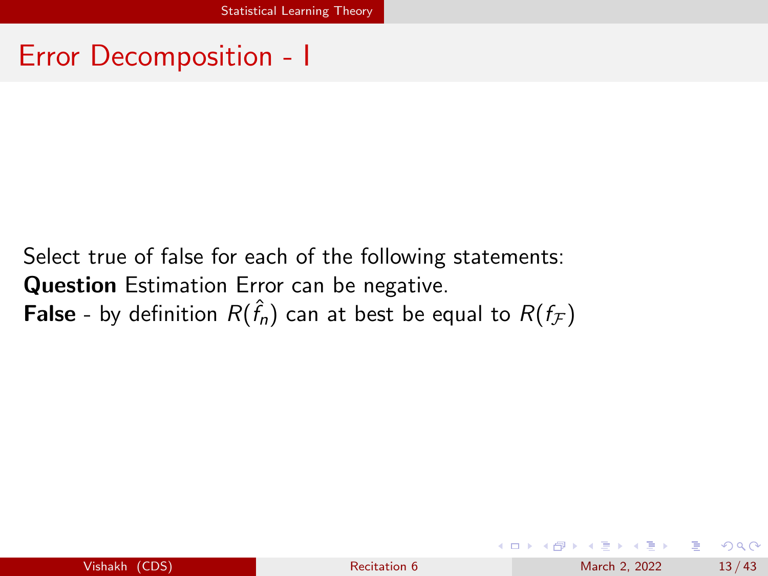# Error Decomposition - I

Select true of false for each of the following statements:

**Question** Estimation Error can be negative.

**False** - by definition $R(\hat{f}_n)$ can at best be equal to $R(f_{\mathcal{F}})$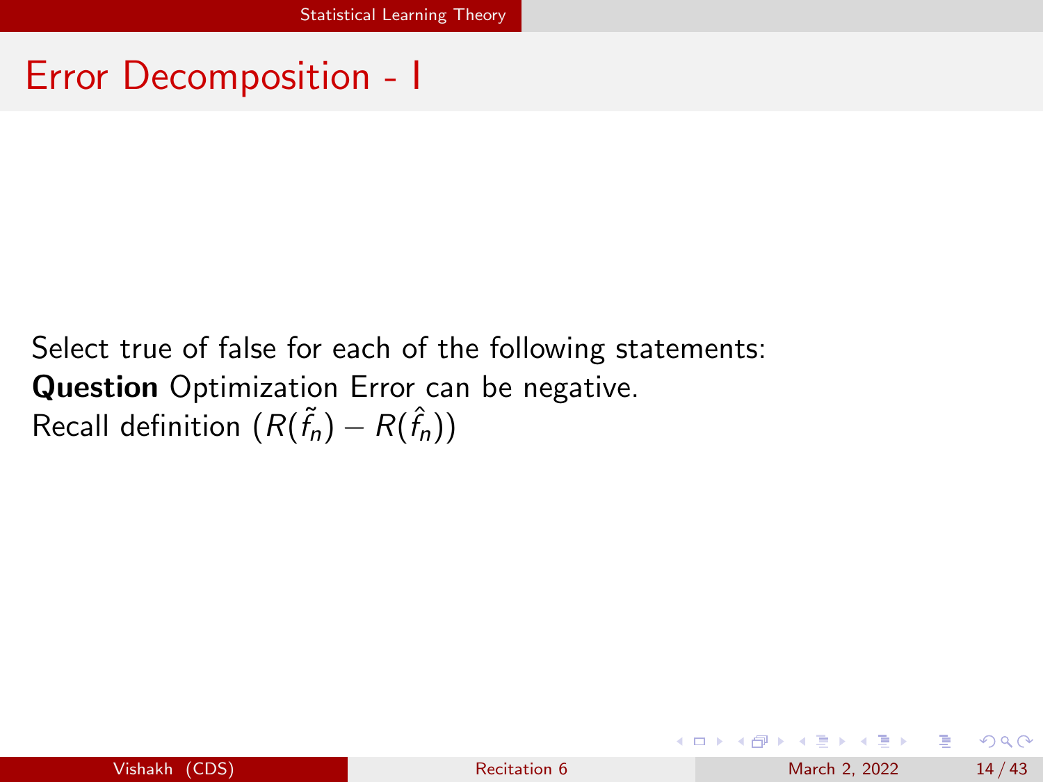# Error Decomposition - I

Select true of false for each of the following statements:

**Question** Optimization Error can be negative.

Recall definition $(R(\tilde{f}_n) - R(\hat{f}_n))$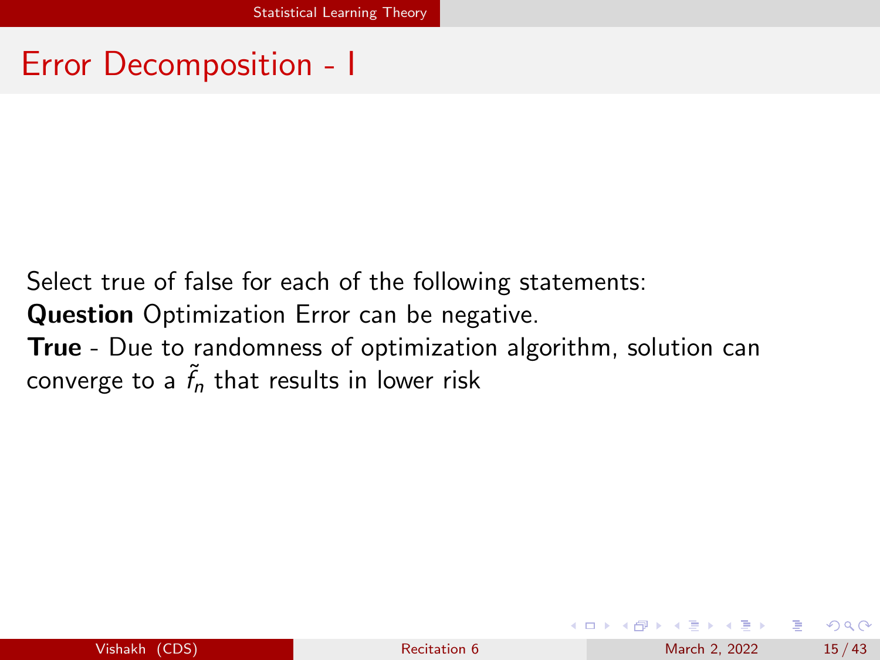# Error Decomposition - I

Select true of false for each of the following statements:

**Question** Optimization Error can be negative.

**True** - Due to randomness of optimization algorithm, solution can converge to a $\tilde{f}_n$ that results in lower risk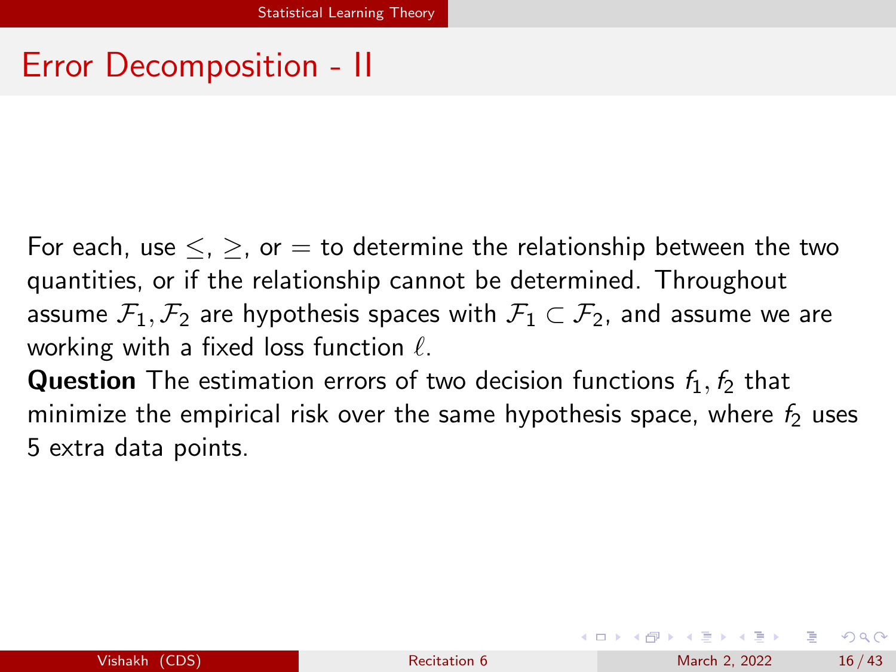# Error Decomposition - II

For each, use $\leq$, $\geq$, or $=$ to determine the relationship between the two quantities, or if the relationship cannot be determined. Throughout assume $\mathcal{F}_1, \mathcal{F}_2$ are hypothesis spaces with $\mathcal{F}_1 \subset \mathcal{F}_2$, and assume we are working with a fixed loss function $\ell$.

**Question** The estimation errors of two decision functions $f_1, f_2$ that minimize the empirical risk over the same hypothesis space, where $f_2$ uses 5 extra data points.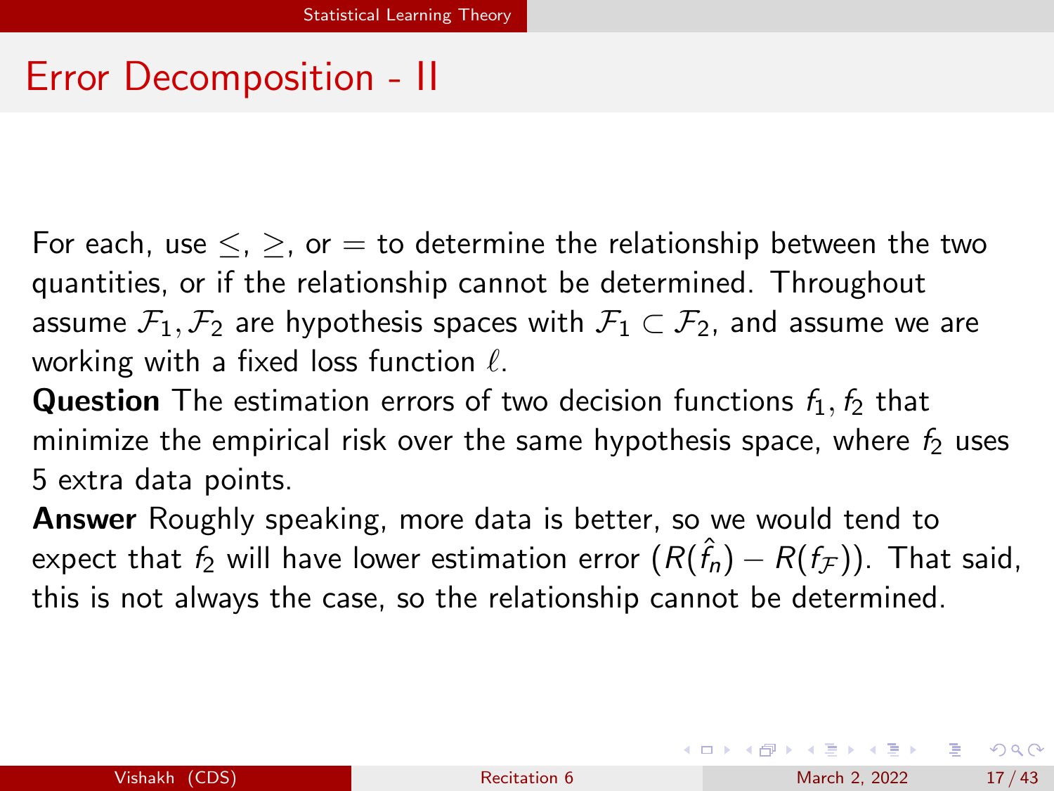# Error Decomposition - II

For each, use $\leq$, $\geq$, or $=$ to determine the relationship between the two quantities, or if the relationship cannot be determined. Throughout assume $\mathcal{F}_1, \mathcal{F}_2$ are hypothesis spaces with $\mathcal{F}_1 \subset \mathcal{F}_2$, and assume we are working with a fixed loss function $\ell$.

**Question** The estimation errors of two decision functions $f_1, f_2$ that minimize the empirical risk over the same hypothesis space, where $f_2$ uses 5 extra data points.

**Answer** Roughly speaking, more data is better, so we would tend to expect that $f_2$ will have lower estimation error $(R(\hat{f}_n) - R(f_{\mathcal{F}}))$. That said, this is not always the case, so the relationship cannot be determined.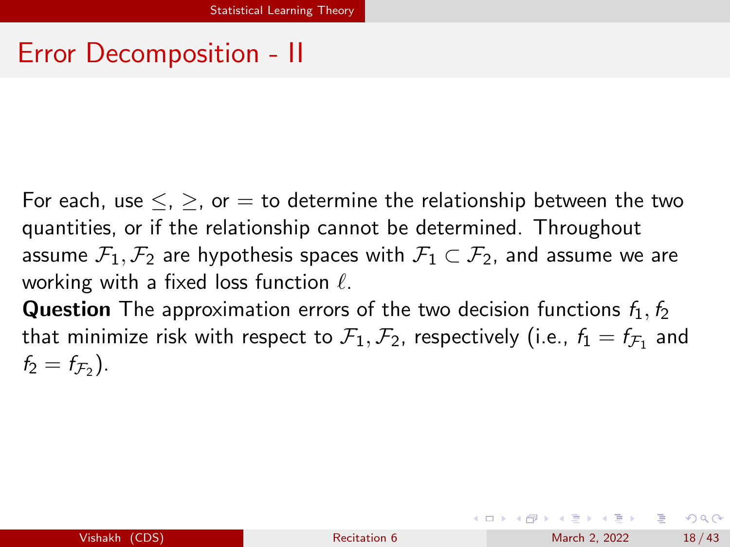# Error Decomposition - II

For each, use $\leq$, $\geq$, or $=$ to determine the relationship between the two quantities, or if the relationship cannot be determined. Throughout assume $\mathcal{F}_1, \mathcal{F}_2$ are hypothesis spaces with $\mathcal{F}_1 \subset \mathcal{F}_2$, and assume we are working with a fixed loss function $\ell$.

**Question** The approximation errors of the two decision functions $f_1, f_2$ that minimize risk with respect to $\mathcal{F}_1, \mathcal{F}_2$, respectively (i.e., $f_1 = f_{\mathcal{F}_1}$ and $f_2 = f_{\mathcal{F}_2}$).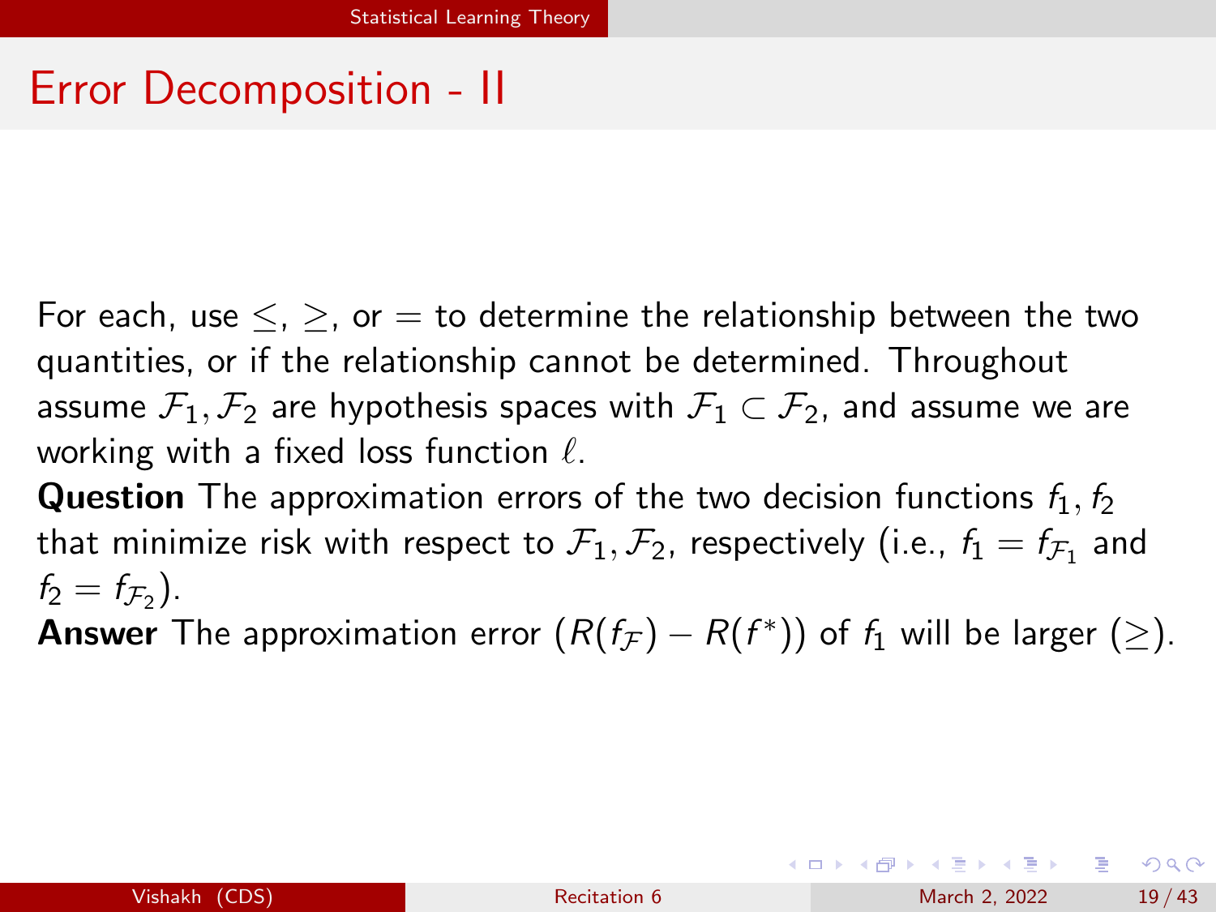# Error Decomposition - II

For each, use $\leq$, $\geq$, or $=$ to determine the relationship between the two quantities, or if the relationship cannot be determined. Throughout assume $\mathcal{F}_1, \mathcal{F}_2$ are hypothesis spaces with $\mathcal{F}_1 \subset \mathcal{F}_2$, and assume we are working with a fixed loss function $\ell$.

**Question** The approximation errors of the two decision functions $f_1, f_2$ that minimize risk with respect to $\mathcal{F}_1, \mathcal{F}_2$, respectively (i.e., $f_1 = f_{\mathcal{F}_1}$ and $f_2 = f_{\mathcal{F}_2}$).

**Answer** The approximation error $(R(f_{\mathcal{F}}) - R(f^*))$ of $f_1$ will be larger ($\geq$).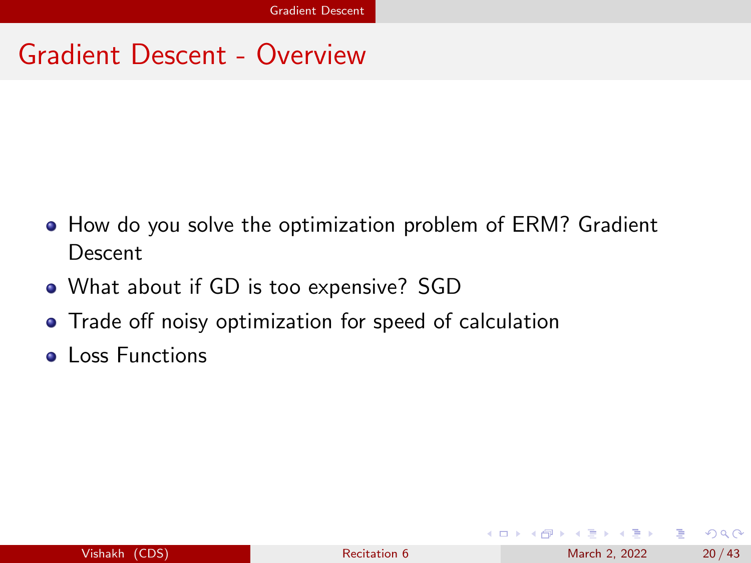# Gradient Descent - Overview

- How do you solve the optimization problem of ERM? Gradient Descent
- What about if GD is too expensive? SGD
- Trade off noisy optimization for speed of calculation
- Loss Functions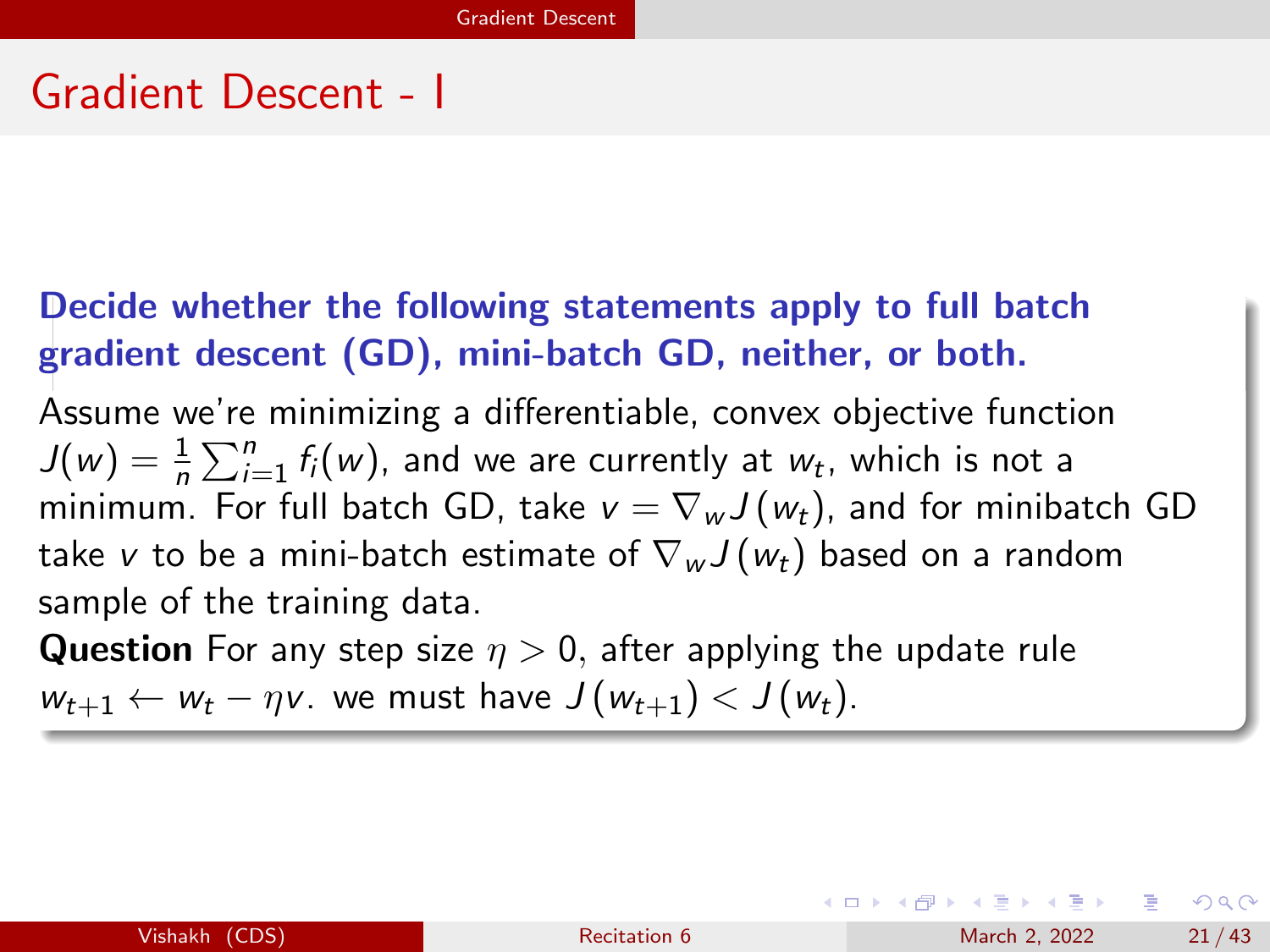# Gradient Descent - I

**Decide whether the following statements apply to full batch gradient descent (GD), mini-batch GD, neither, or both.**

Assume we're minimizing a differentiable, convex objective function $J(w) = \frac{1}{n}\sum_{i=1}^{n} f_i(w)$, and we are currently at $w_t$, which is not a minimum. For full batch GD, take $v = \nabla_w J(w_t)$, and for minibatch GD take $v$ to be a mini-batch estimate of $\nabla_w J(w_t)$ based on a random sample of the training data.

**Question** For any step size $\eta > 0$, after applying the update rule $w_{t+1} \leftarrow w_t - \eta v$. we must have $J(w_{t+1}) < J(w_t)$.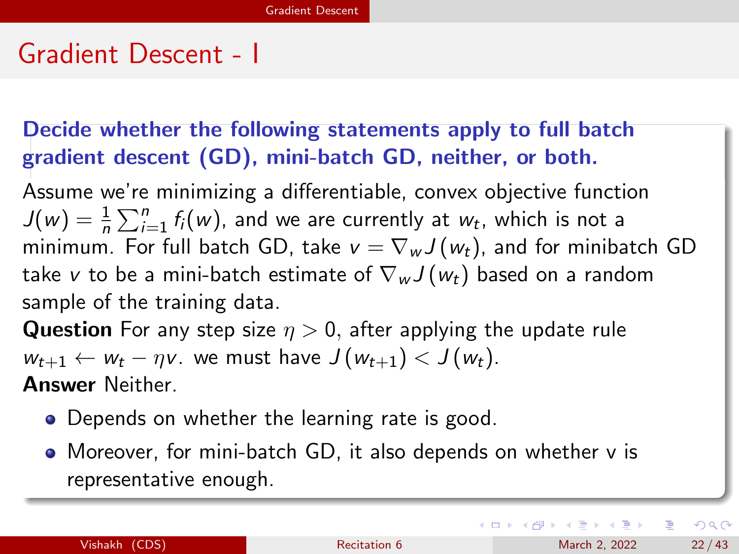# Gradient Descent - I

**Decide whether the following statements apply to full batch gradient descent (GD), mini-batch GD, neither, or both.**

Assume we're minimizing a differentiable, convex objective function $J(w) = \frac{1}{n}\sum_{i=1}^{n} f_i(w)$, and we are currently at $w_t$, which is not a minimum. For full batch GD, take $v = \nabla_w J(w_t)$, and for minibatch GD take $v$ to be a mini-batch estimate of $\nabla_w J(w_t)$ based on a random sample of the training data.

**Question** For any step size $\eta > 0$, after applying the update rule $w_{t+1} \leftarrow w_t - \eta v$. we must have $J(w_{t+1}) < J(w_t)$.

**Answer** Neither.

- Depends on whether the learning rate is good.
- Moreover, for mini-batch GD, it also depends on whether v is representative enough.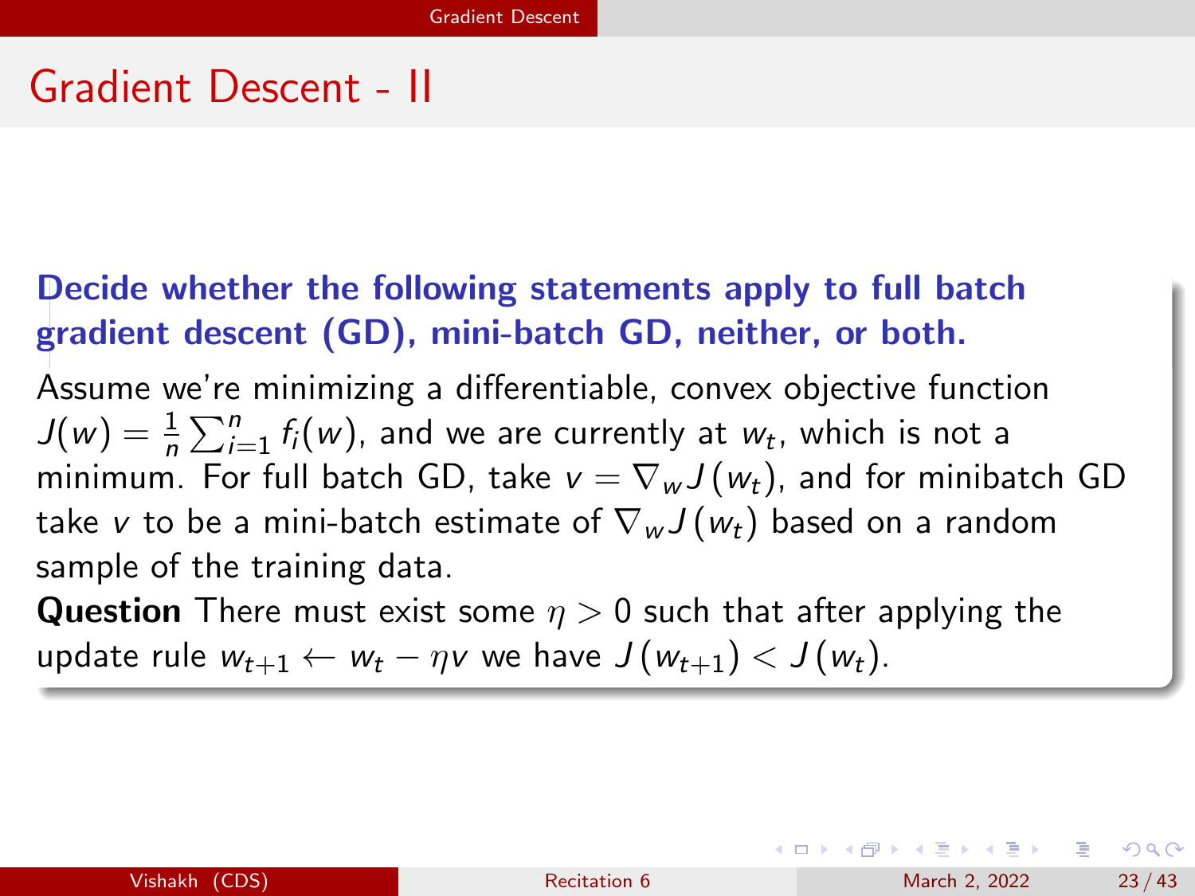# Gradient Descent - II

**Decide whether the following statements apply to full batch gradient descent (GD), mini-batch GD, neither, or both.**

Assume we're minimizing a differentiable, convex objective function $J(w) = \frac{1}{n}\sum_{i=1}^{n} f_i(w)$, and we are currently at $w_t$, which is not a minimum. For full batch GD, take $v = \nabla_w J(w_t)$, and for minibatch GD take $v$ to be a mini-batch estimate of $\nabla_w J(w_t)$ based on a random sample of the training data.

**Question** There must exist some $\eta > 0$ such that after applying the update rule $w_{t+1} \leftarrow w_t - \eta v$ we have $J(w_{t+1}) < J(w_t)$.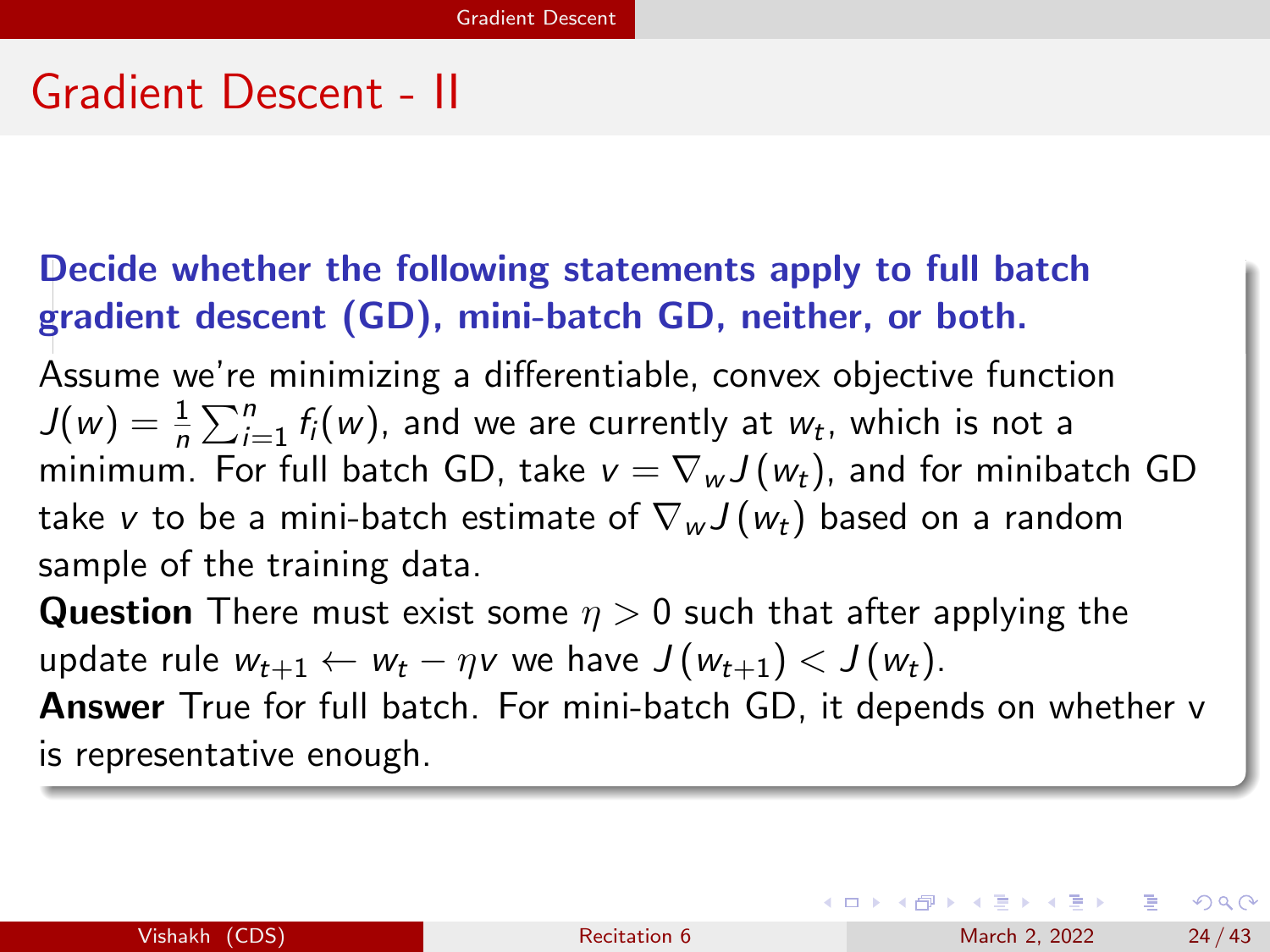# Gradient Descent - II

**Decide whether the following statements apply to full batch gradient descent (GD), mini-batch GD, neither, or both.**

Assume we're minimizing a differentiable, convex objective function $J(w) = \frac{1}{n}\sum_{i=1}^{n} f_i(w)$, and we are currently at $w_t$, which is not a minimum. For full batch GD, take $v = \nabla_w J(w_t)$, and for minibatch GD take $v$ to be a mini-batch estimate of $\nabla_w J(w_t)$ based on a random sample of the training data.

**Question** There must exist some $\eta > 0$ such that after applying the update rule $w_{t+1} \leftarrow w_t - \eta v$ we have $J(w_{t+1}) < J(w_t)$.

**Answer** True for full batch. For mini-batch GD, it depends on whether v is representative enough.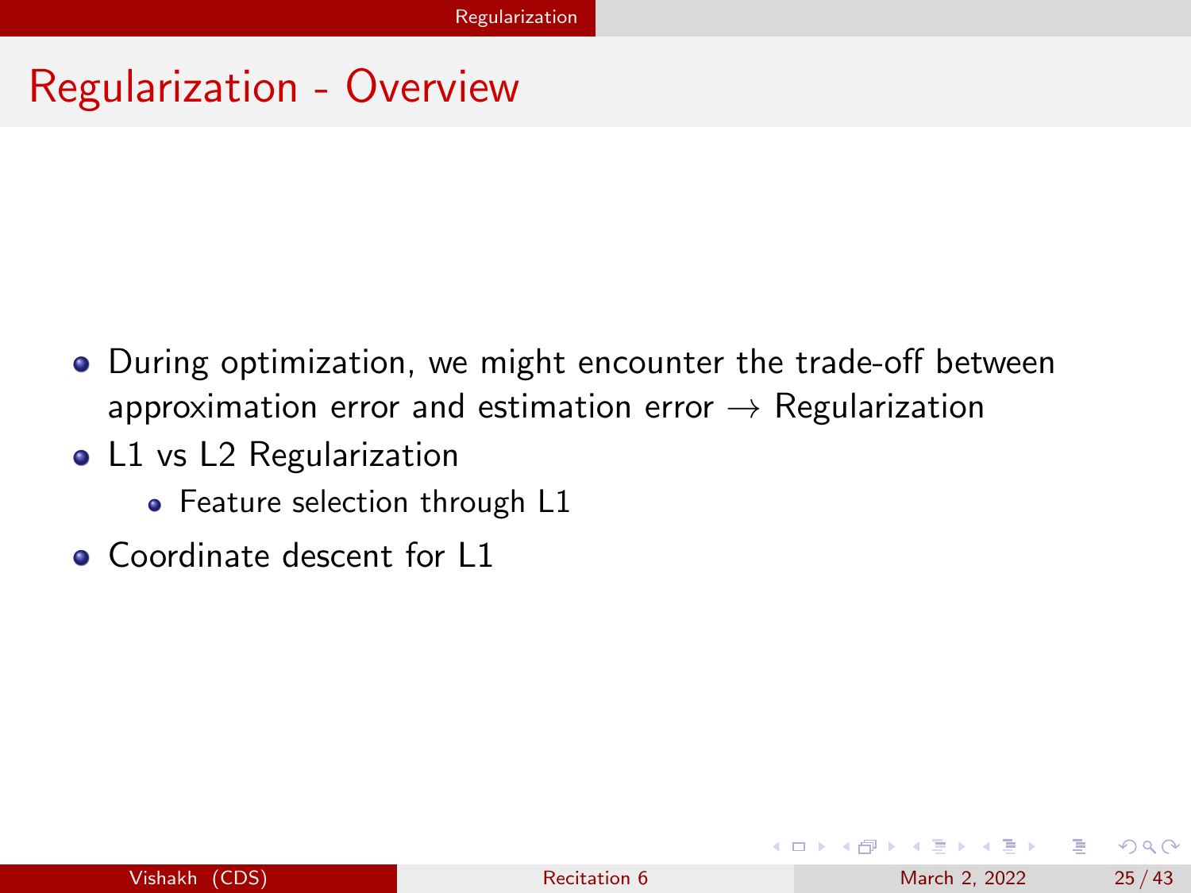# Regularization - Overview

- During optimization, we might encounter the trade-off between approximation error and estimation error $\rightarrow$ Regularization
- L1 vs L2 Regularization
  - Feature selection through L1
- Coordinate descent for L1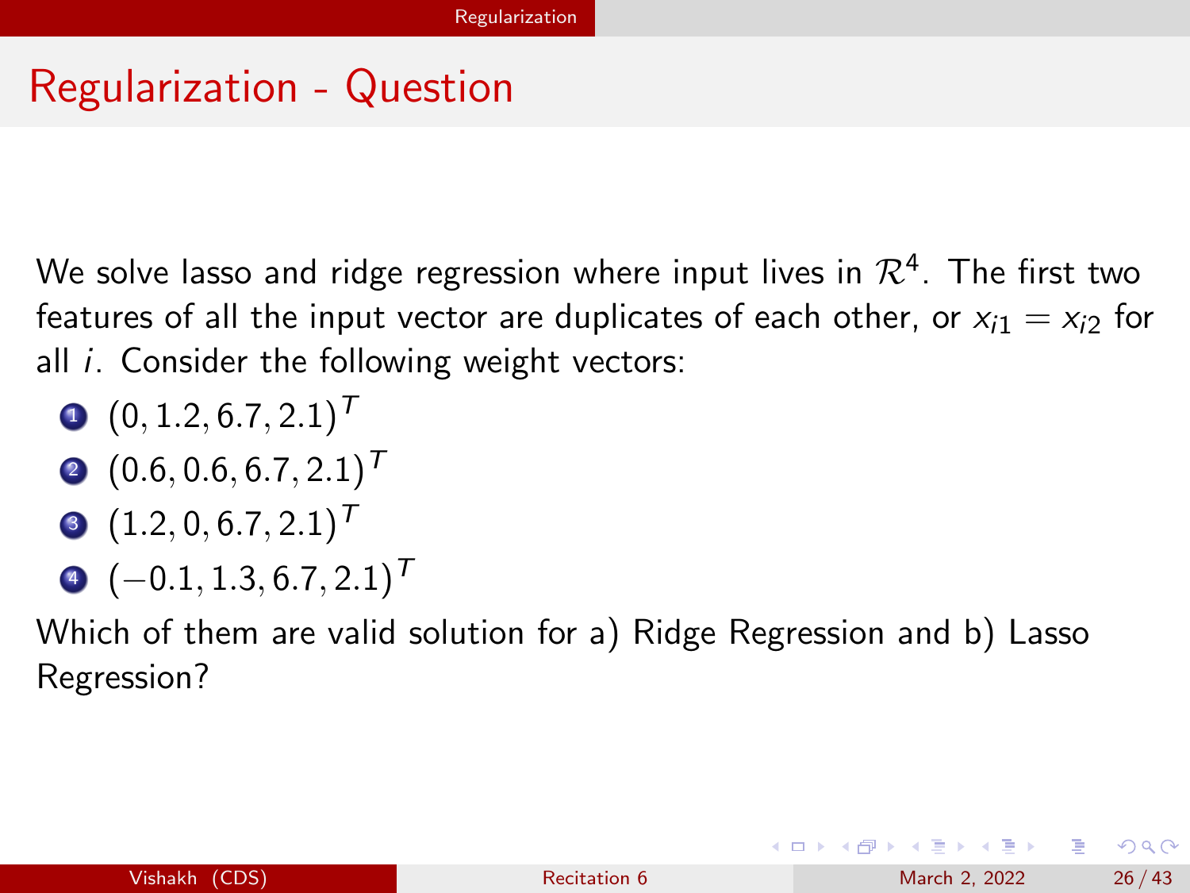# Regularization - Question

We solve lasso and ridge regression where input lives in $\mathcal{R}^4$. The first two features of all the input vector are duplicates of each other, or $x_{i1} = x_{i2}$ for all $i$. Consider the following weight vectors:

1. $(0, 1.2, 6.7, 2.1)^T$
2. $(0.6, 0.6, 6.7, 2.1)^T$
3. $(1.2, 0, 6.7, 2.1)^T$
4. $(-0.1, 1.3, 6.7, 2.1)^T$

Which of them are valid solution for a) Ridge Regression and b) Lasso Regression?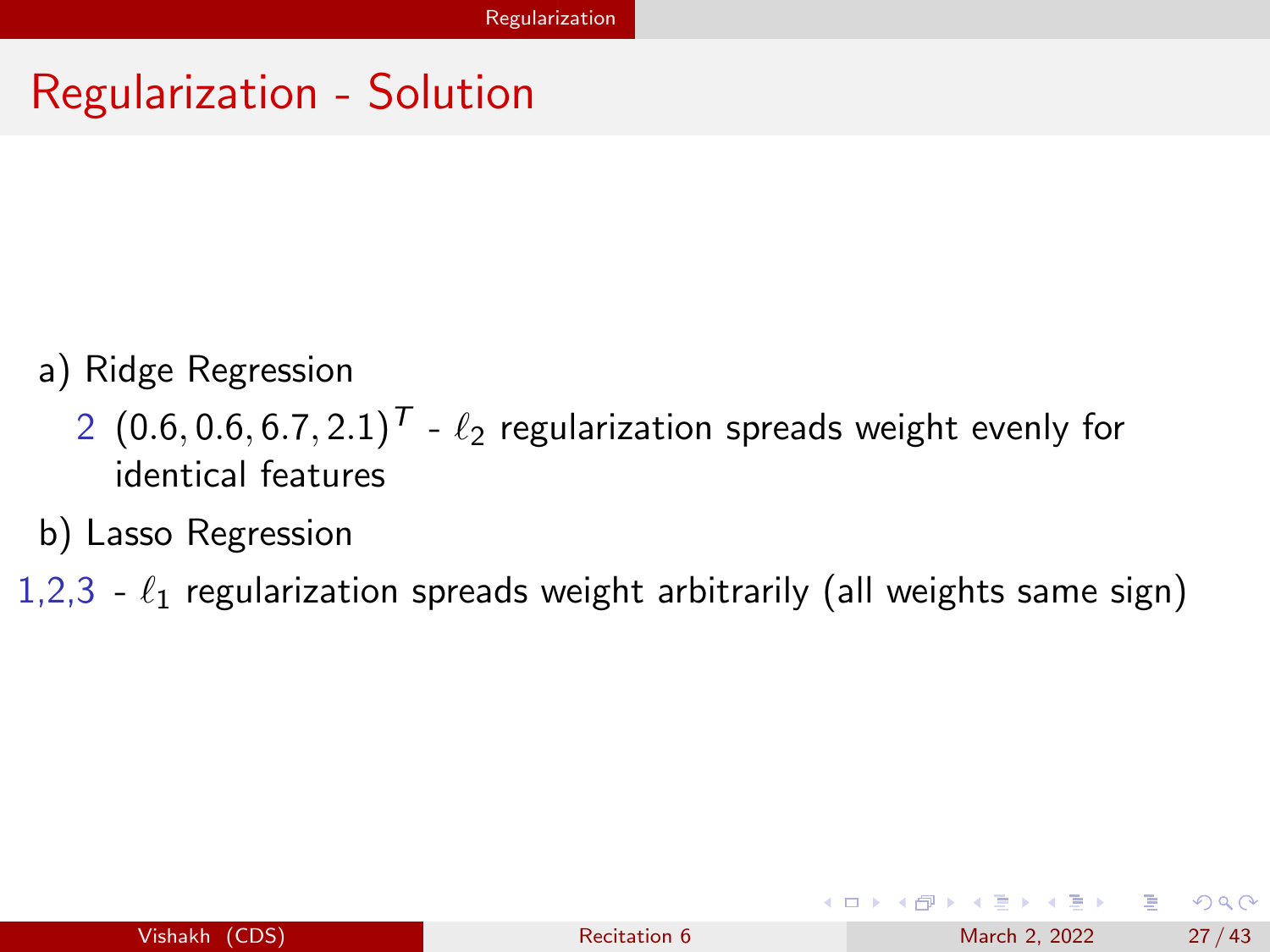# Regularization - Solution

a) Ridge Regression

2 $(0.6, 0.6, 6.7, 2.1)^T$ - $\ell_2$ regularization spreads weight evenly for identical features

b) Lasso Regression

1,2,3 - $\ell_1$ regularization spreads weight arbitrarily (all weights same sign)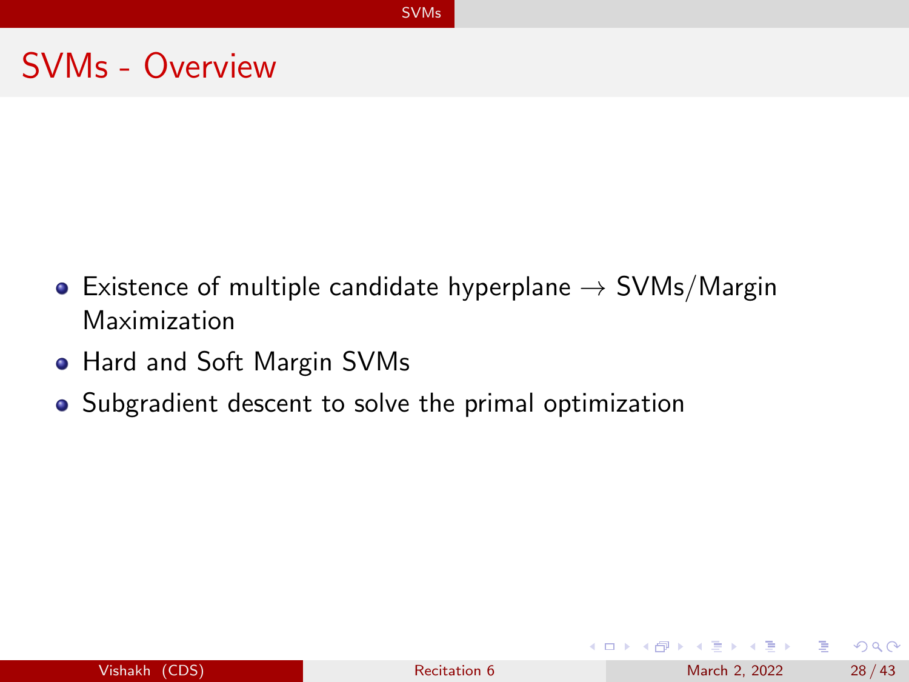# SVMs - Overview

- Existence of multiple candidate hyperplane $\rightarrow$ SVMs/Margin Maximization
- Hard and Soft Margin SVMs
- Subgradient descent to solve the primal optimization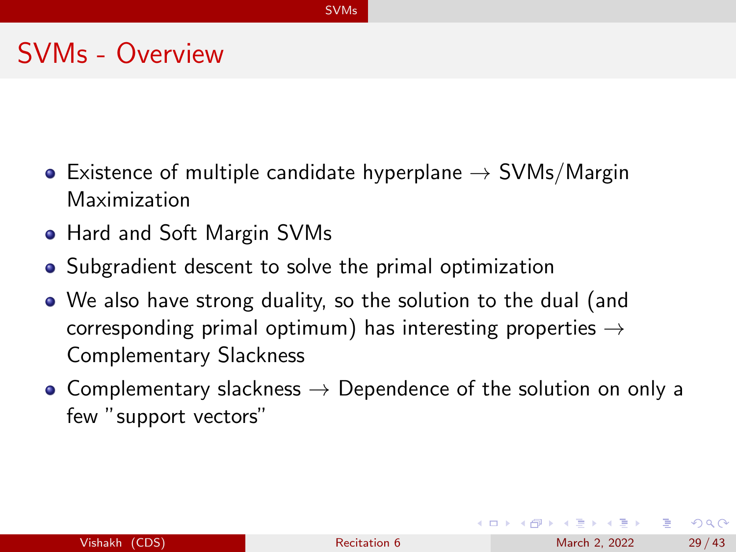# SVMs - Overview

- Existence of multiple candidate hyperplane $\rightarrow$ SVMs/Margin Maximization
- Hard and Soft Margin SVMs
- Subgradient descent to solve the primal optimization
- We also have strong duality, so the solution to the dual (and corresponding primal optimum) has interesting properties $\rightarrow$ Complementary Slackness
- Complementary slackness $\rightarrow$ Dependence of the solution on only a few "support vectors"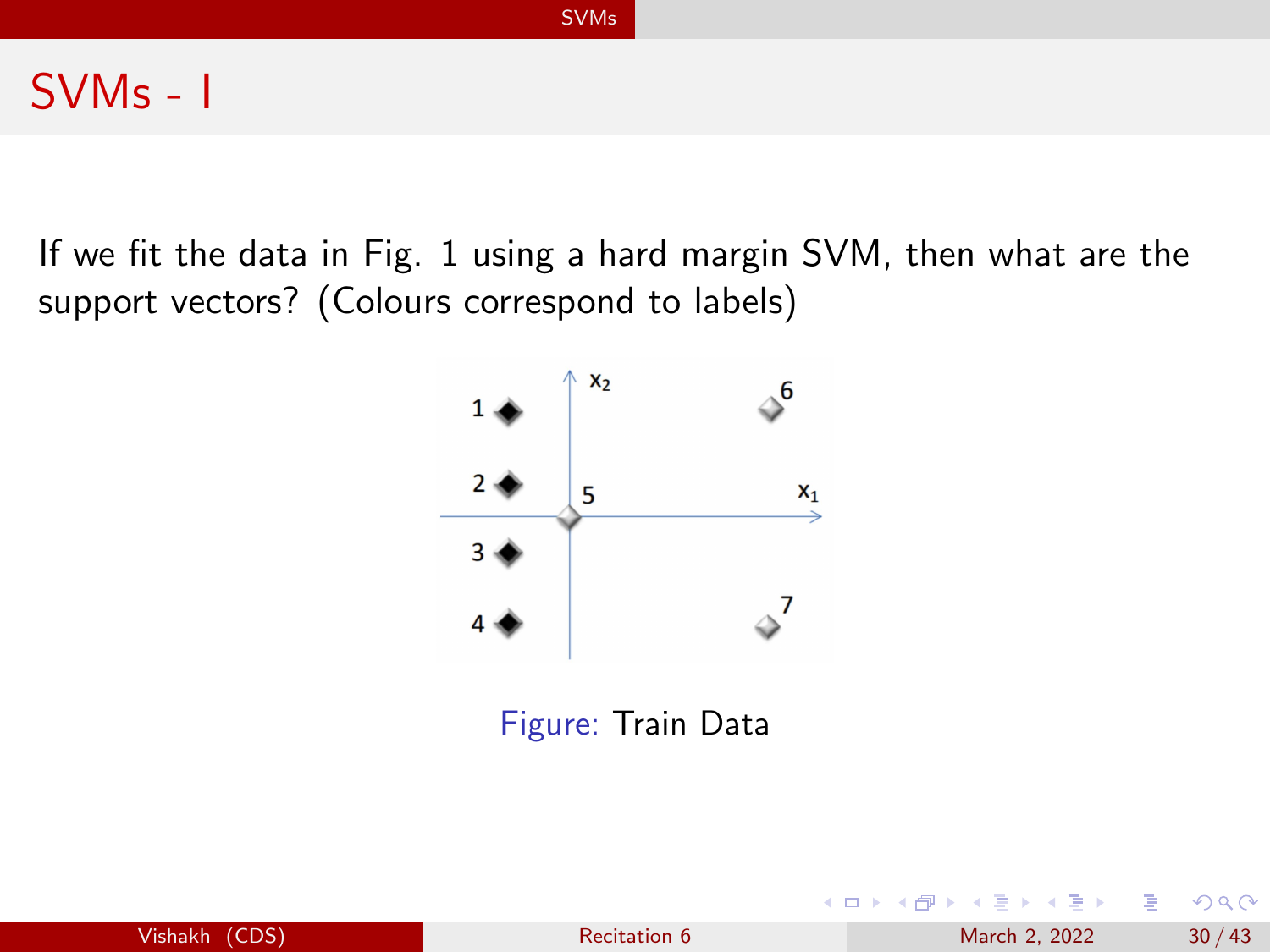# SVMs - I

If we fit the data in Fig. 1 using a hard margin SVM, then what are the support vectors? (Colours correspond to labels)

Figure: Train Data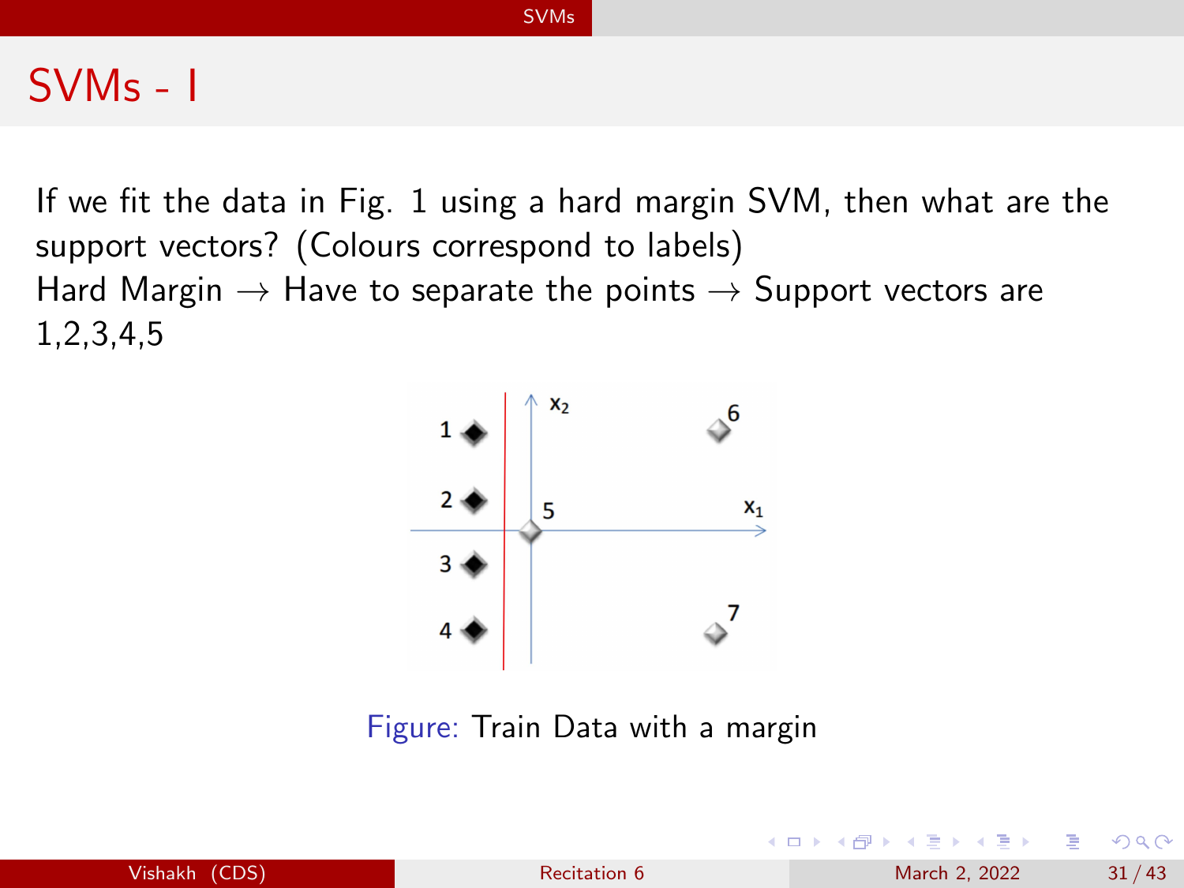# SVMs - I

If we fit the data in Fig. 1 using a hard margin SVM, then what are the support vectors? (Colours correspond to labels)

Hard Margin → Have to separate the points → Support vectors are 1,2,3,4,5

Figure: Train Data with a margin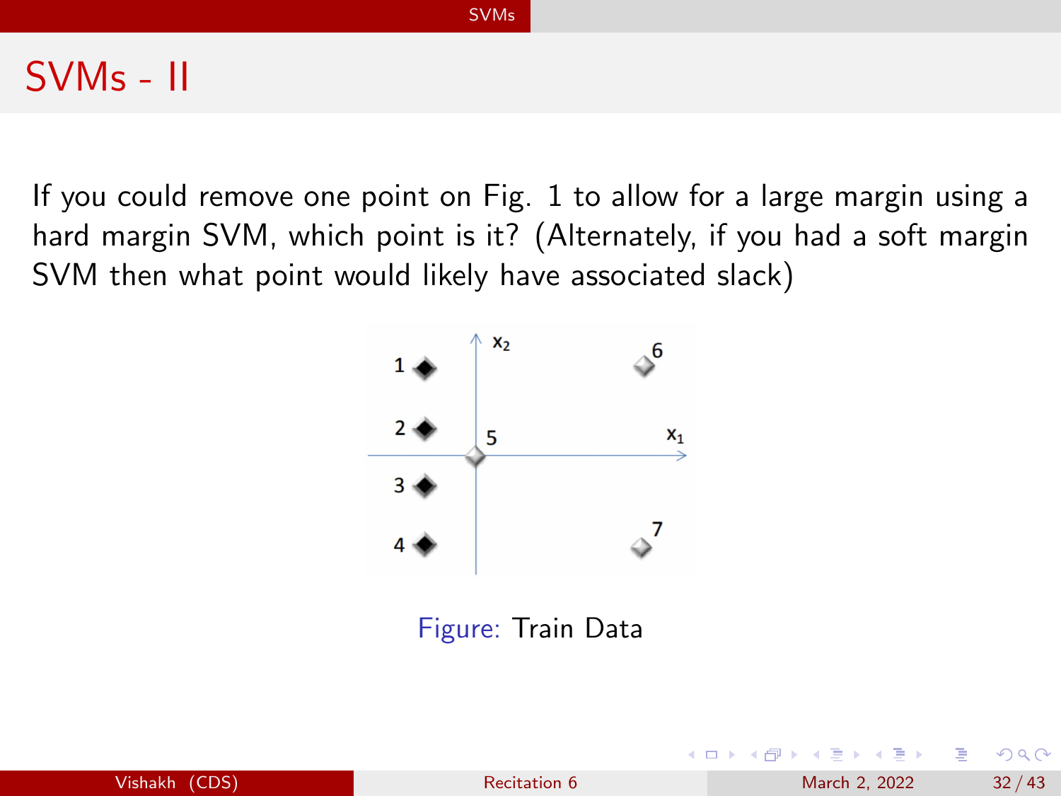# SVMs - II

If you could remove one point on Fig. 1 to allow for a large margin using a hard margin SVM, which point is it? (Alternately, if you had a soft margin SVM then what point would likely have associated slack)

Figure: Train Data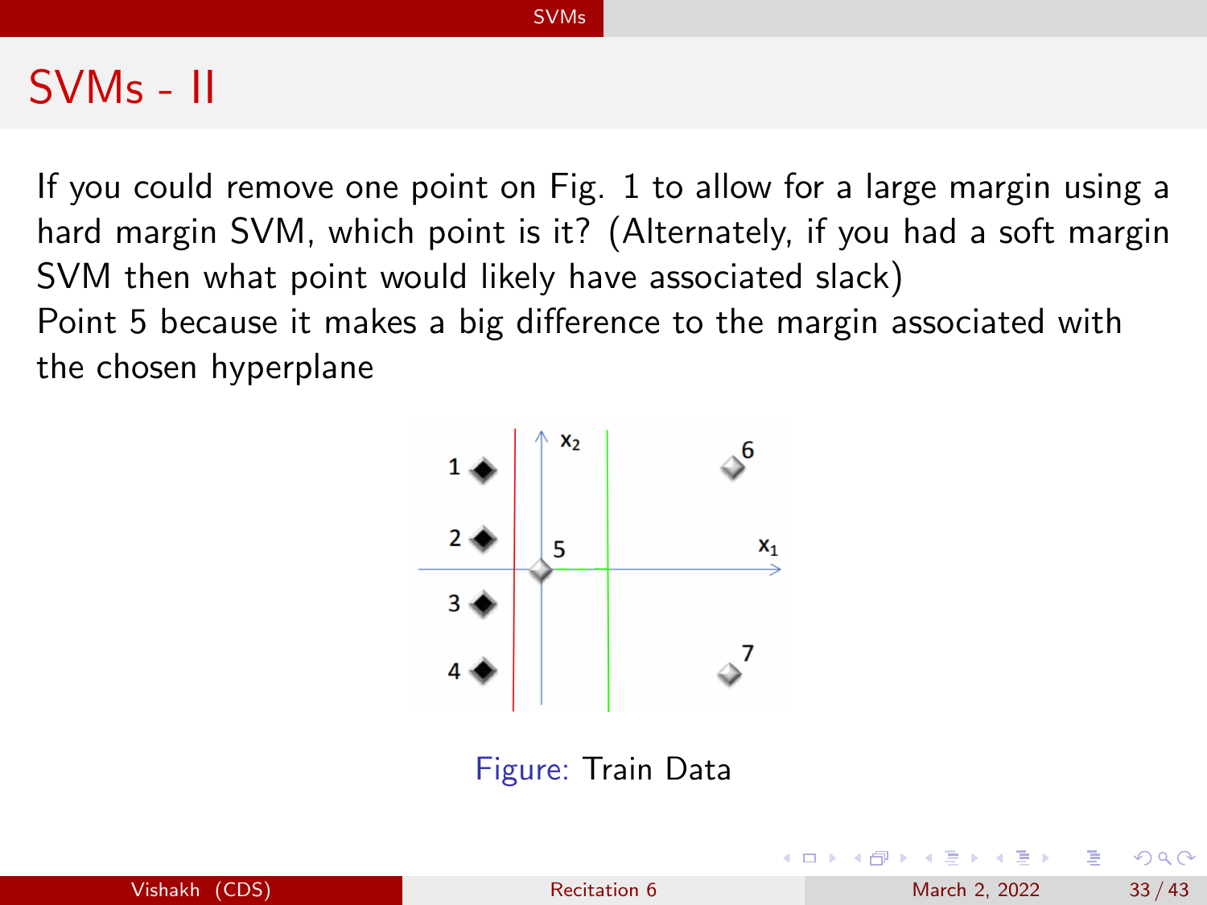# SVMs - II

If you could remove one point on Fig. 1 to allow for a large margin using a hard margin SVM, which point is it? (Alternately, if you had a soft margin SVM then what point would likely have associated slack)

Point 5 because it makes a big difference to the margin associated with the chosen hyperplane

Figure: Train Data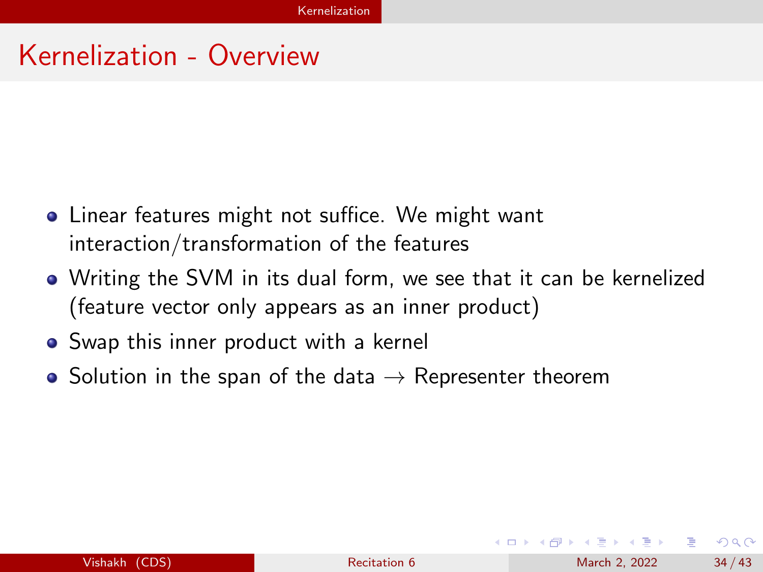# Kernelization - Overview

- Linear features might not suffice. We might want interaction/transformation of the features
- Writing the SVM in its dual form, we see that it can be kernelized (feature vector only appears as an inner product)
- Swap this inner product with a kernel
- Solution in the span of the data $\rightarrow$ Representer theorem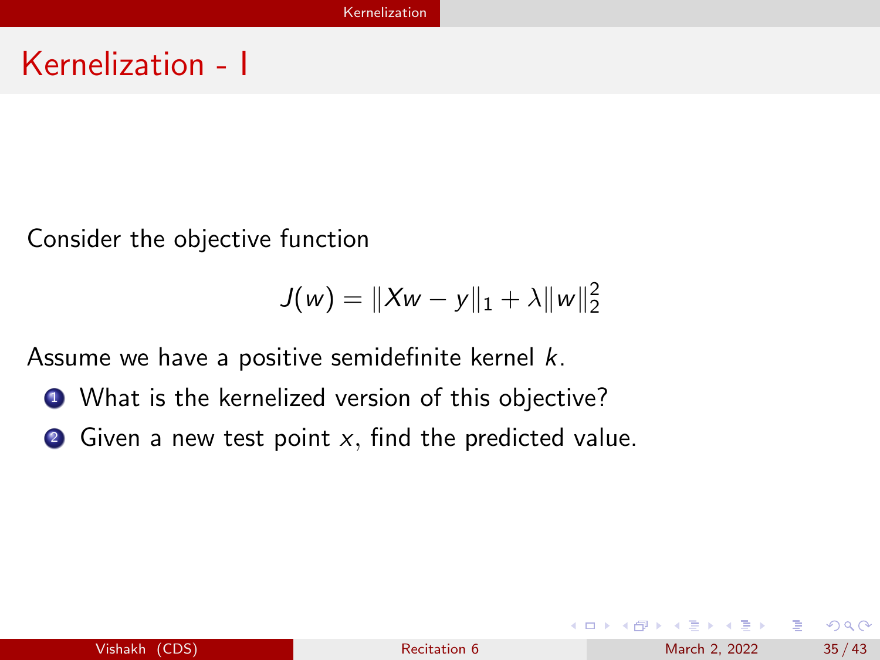# Kernelization - I

Consider the objective function

$$J(w) = \|Xw - y\|_1 + \lambda \|w\|_2^2$$

Assume we have a positive semidefinite kernel $k$.

1. What is the kernelized version of this objective?
2. Given a new test point $x$, find the predicted value.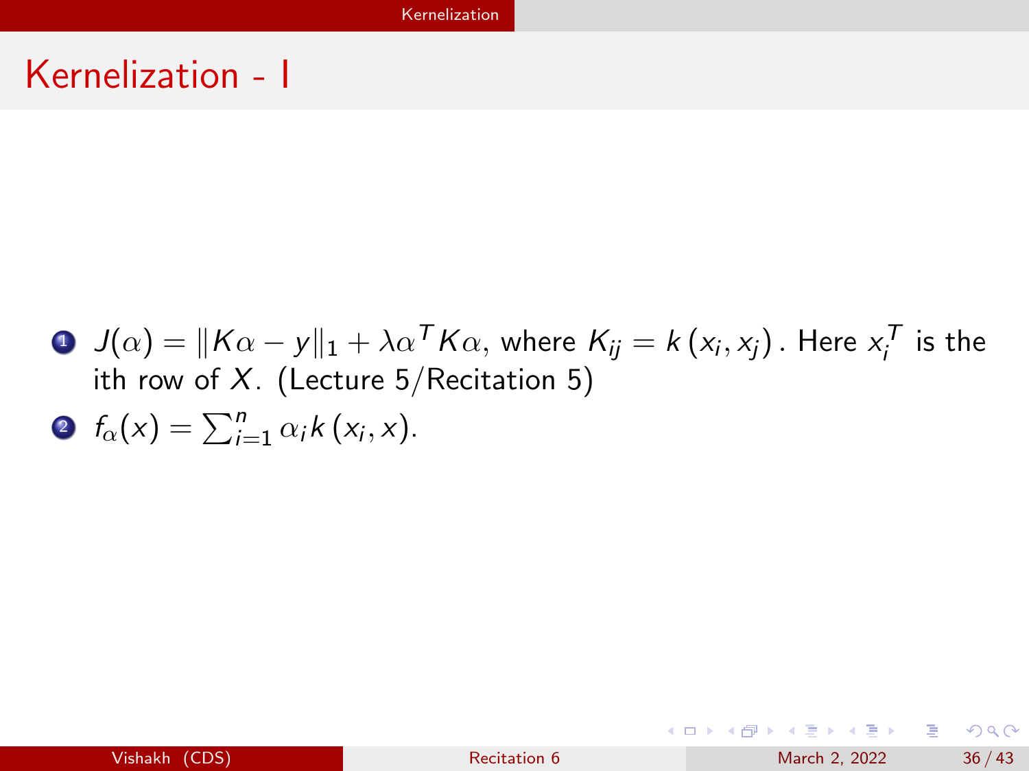# Kernelization - I

1. $J(\alpha) = \|K\alpha - y\|_1 + \lambda\alpha^T K\alpha$, where $K_{ij} = k(x_i, x_j)$. Here $x_i^T$ is the ith row of $X$. (Lecture 5/Recitation 5)
2. $f_\alpha(x) = \sum_{i=1}^{n} \alpha_i k(x_i, x)$.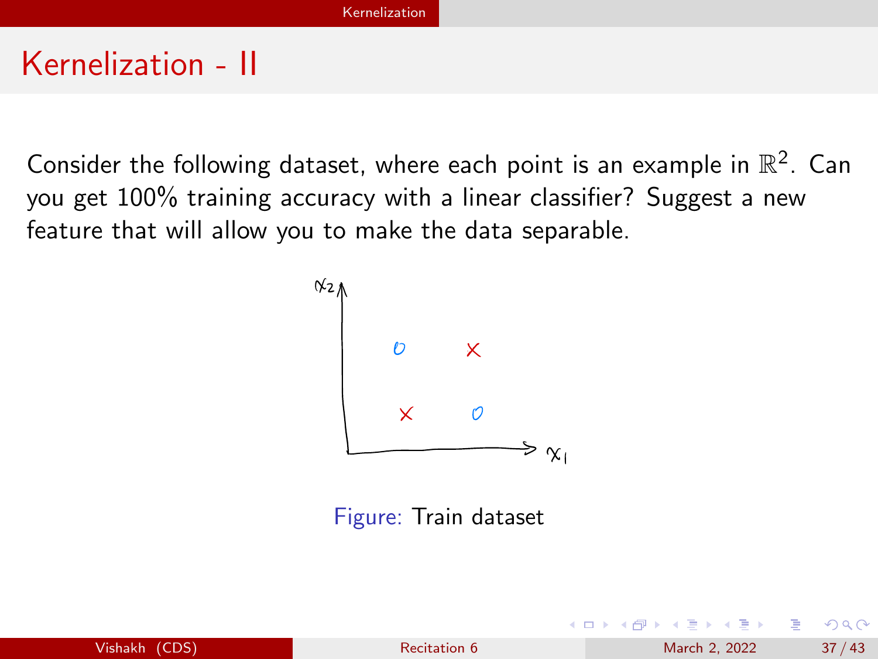# Kernelization - II

Consider the following dataset, where each point is an example in $\mathbb{R}^2$. Can you get 100% training accuracy with a linear classifier? Suggest a new feature that will allow you to make the data separable.

Figure: Train dataset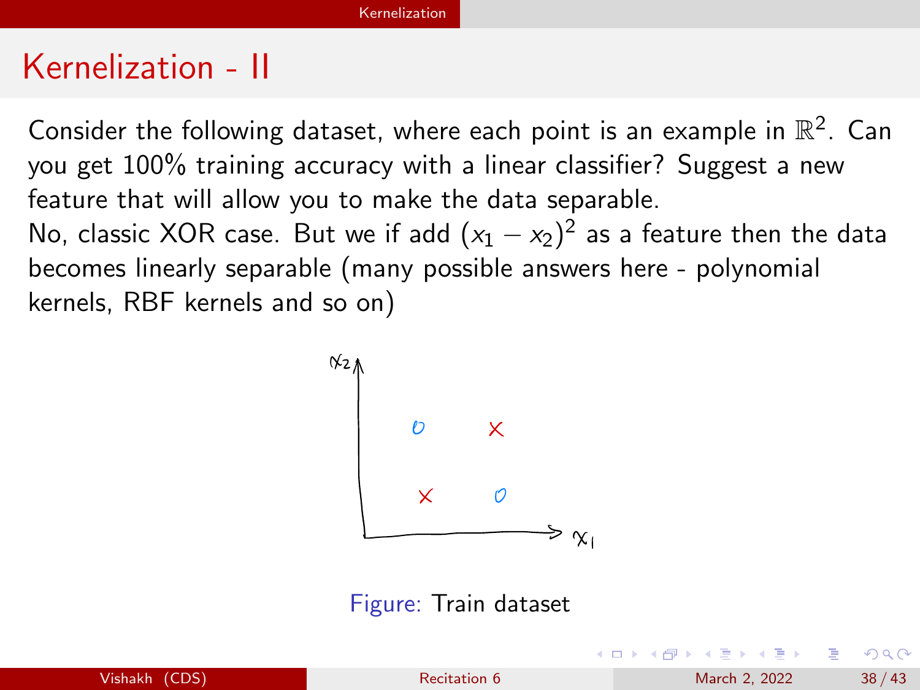# Kernelization - II

Consider the following dataset, where each point is an example in $\mathbb{R}^2$. Can you get 100% training accuracy with a linear classifier? Suggest a new feature that will allow you to make the data separable.

No, classic XOR case. But we if add $(x_1 - x_2)^2$ as a feature then the data becomes linearly separable (many possible answers here - polynomial kernels, RBF kernels and so on)

Figure: Train dataset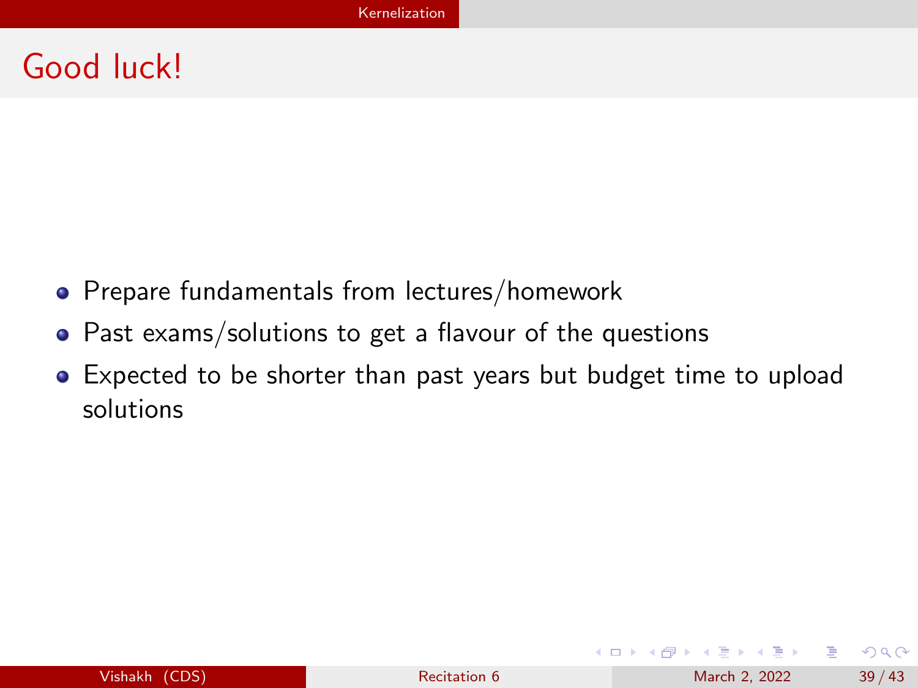# Good luck!

- Prepare fundamentals from lectures/homework
- Past exams/solutions to get a flavour of the questions
- Expected to be shorter than past years but budget time to upload solutions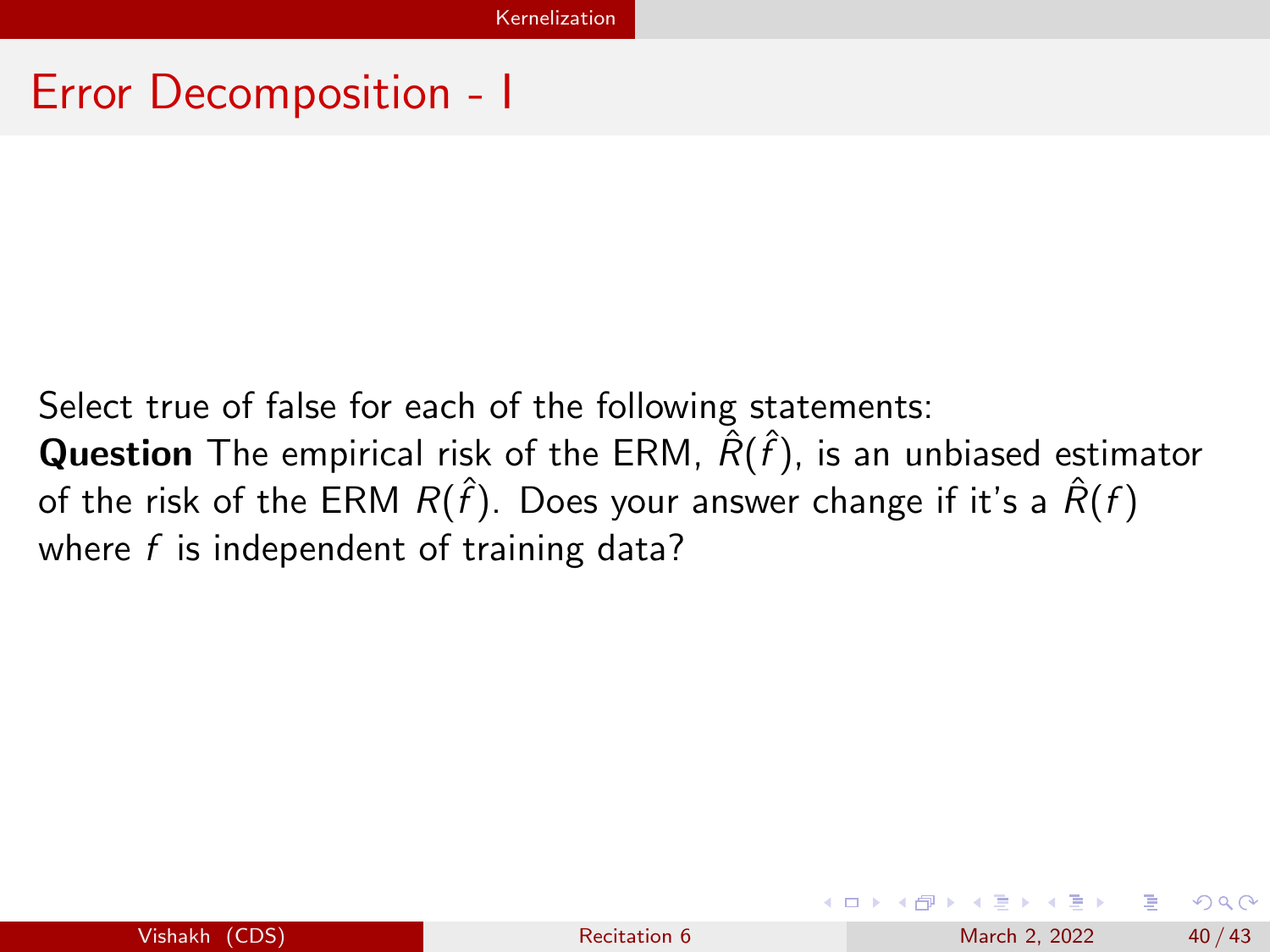# Error Decomposition - I

Select true of false for each of the following statements:

**Question** The empirical risk of the ERM, $\hat{R}(\hat{f})$, is an unbiased estimator of the risk of the ERM $R(\hat{f})$. Does your answer change if it's a $\hat{R}(f)$ where $f$ is independent of training data?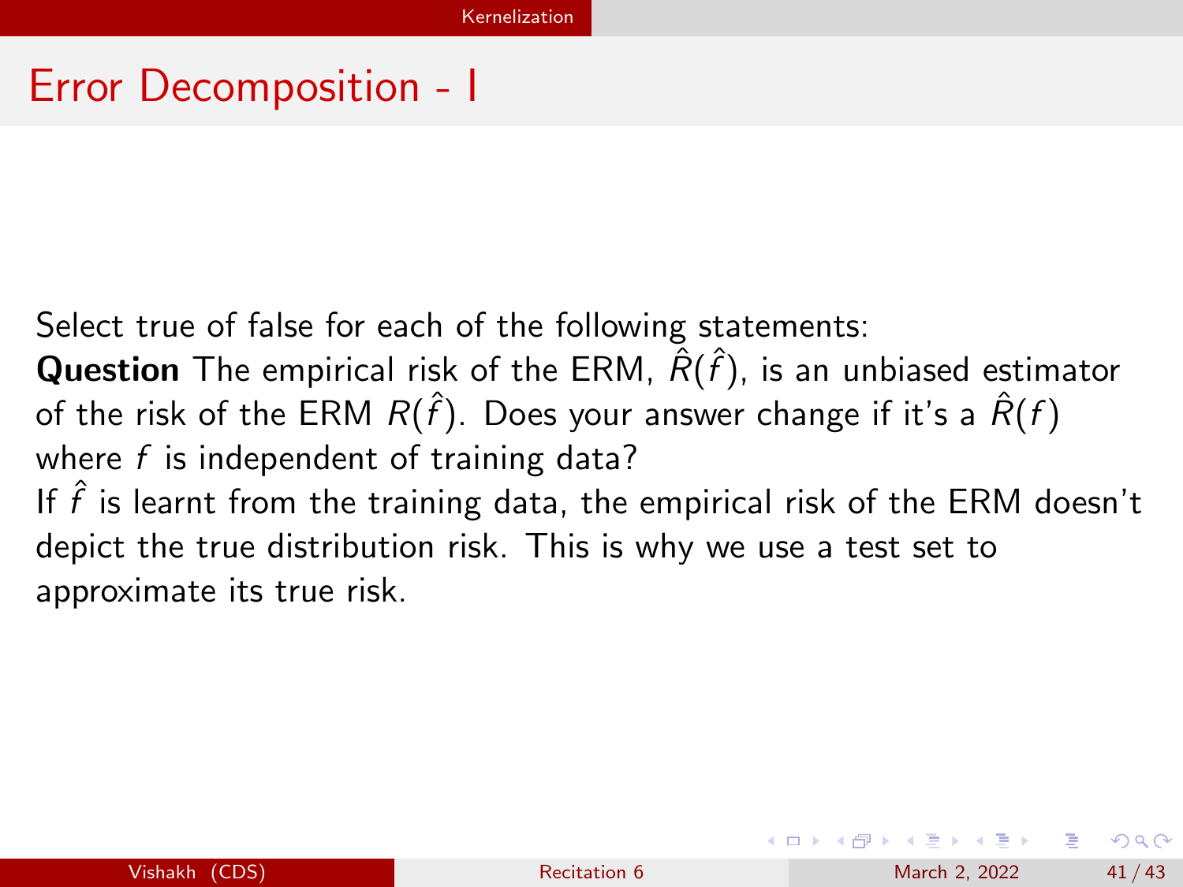# Error Decomposition - I

Select true of false for each of the following statements:

**Question** The empirical risk of the ERM, $\hat{R}(\hat{f})$, is an unbiased estimator of the risk of the ERM $R(\hat{f})$. Does your answer change if it's a $\hat{R}(f)$ where $f$ is independent of training data?

If $\hat{f}$ is learnt from the training data, the empirical risk of the ERM doesn't depict the true distribution risk. This is why we use a test set to approximate its true risk.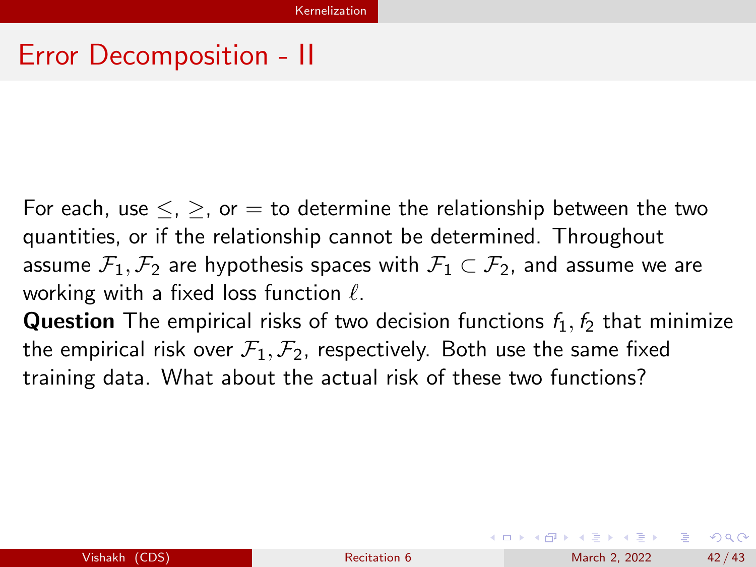# Error Decomposition - II

For each, use $\leq$, $\geq$, or $=$ to determine the relationship between the two quantities, or if the relationship cannot be determined. Throughout assume $\mathcal{F}_1, \mathcal{F}_2$ are hypothesis spaces with $\mathcal{F}_1 \subset \mathcal{F}_2$, and assume we are working with a fixed loss function $\ell$.

**Question** The empirical risks of two decision functions $f_1, f_2$ that minimize the empirical risk over $\mathcal{F}_1, \mathcal{F}_2$, respectively. Both use the same fixed training data. What about the actual risk of these two functions?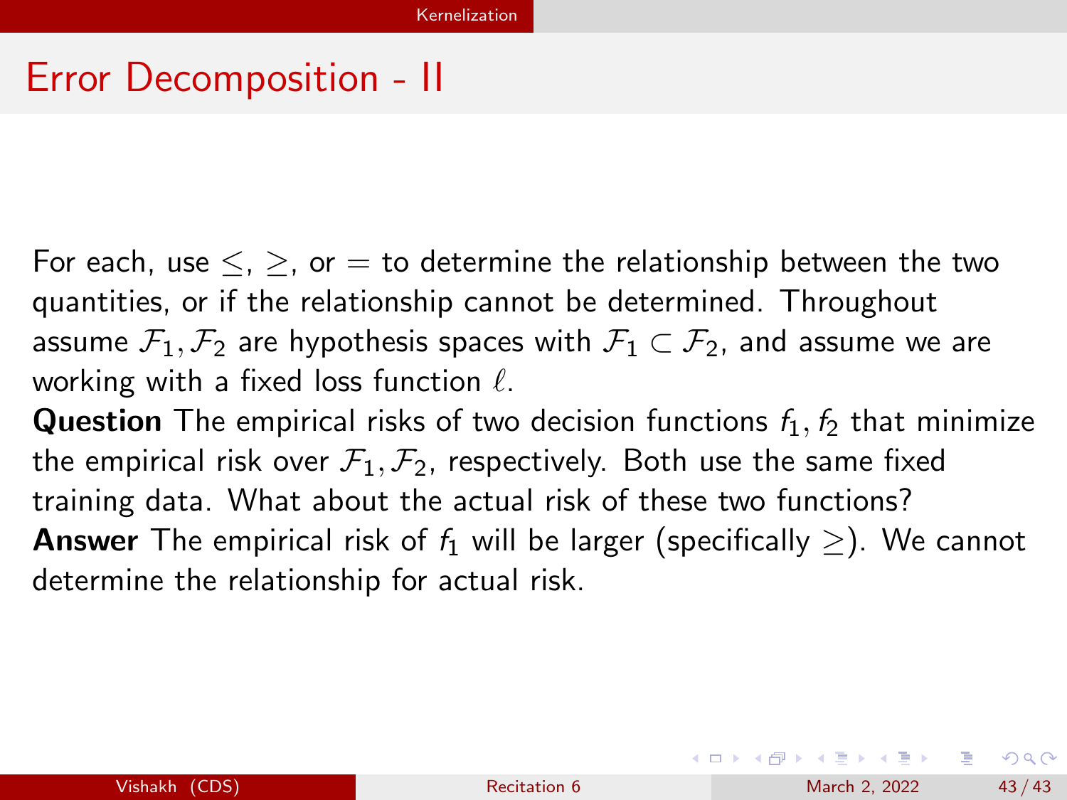# Error Decomposition - II

For each, use $\leq$, $\geq$, or $=$ to determine the relationship between the two quantities, or if the relationship cannot be determined. Throughout assume $\mathcal{F}_1, \mathcal{F}_2$ are hypothesis spaces with $\mathcal{F}_1 \subset \mathcal{F}_2$, and assume we are working with a fixed loss function $\ell$.

**Question** The empirical risks of two decision functions $f_1, f_2$ that minimize the empirical risk over $\mathcal{F}_1, \mathcal{F}_2$, respectively. Both use the same fixed training data. What about the actual risk of these two functions?

**Answer** The empirical risk of $f_1$ will be larger (specifically $\geq$). We cannot determine the relationship for actual risk.